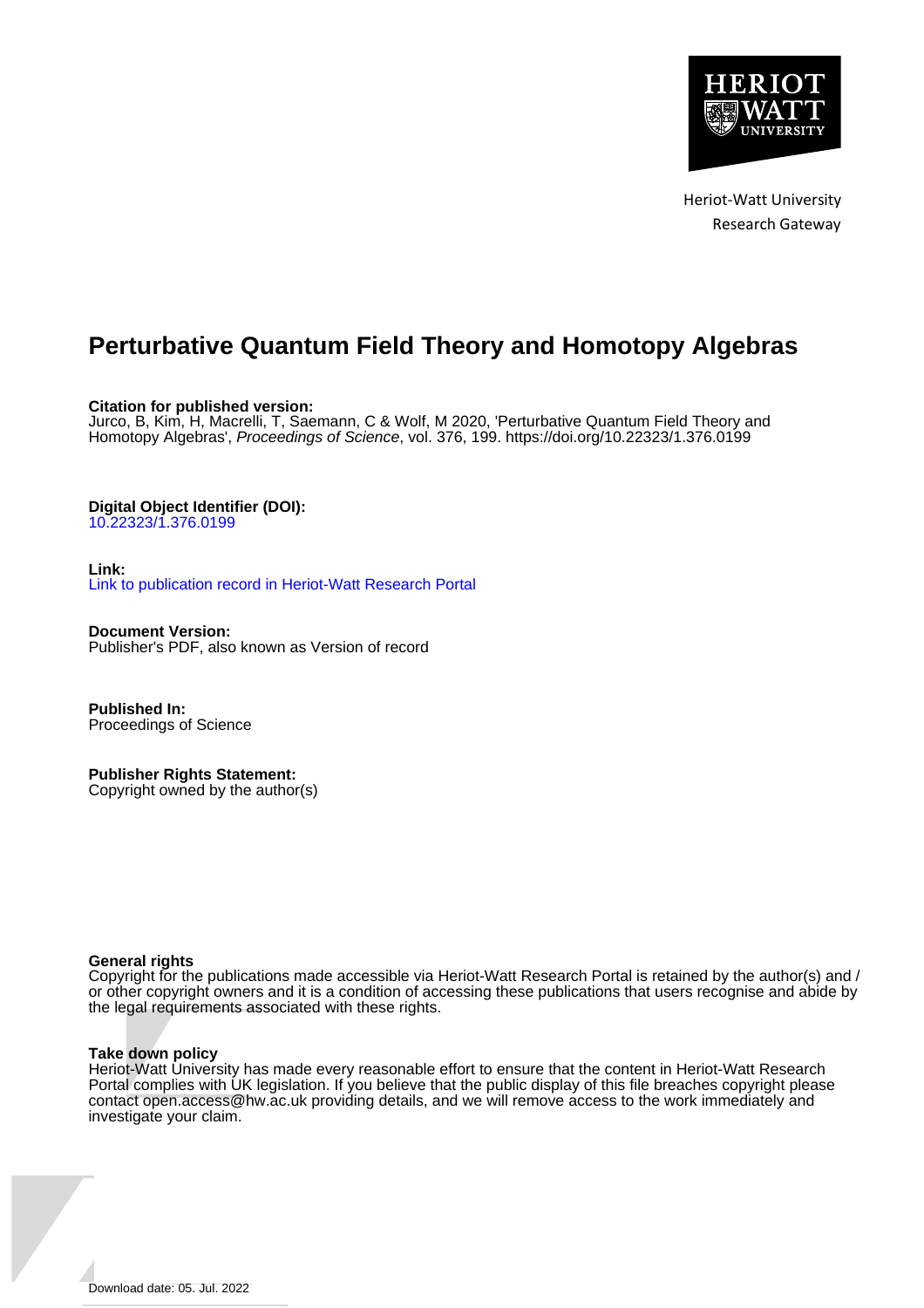Heriot-Watt University
Research Gateway

# Perturbative Quantum Field Theory and Homotopy Algebras

**Citation for published version:**
Jurco, B, Kim, H, Macrelli, T, Saemann, C & Wolf, M 2020, 'Perturbative Quantum Field Theory and Homotopy Algebras', *Proceedings of Science*, vol. 376, 199. https://doi.org/10.22323/1.376.0199

**Digital Object Identifier (DOI):**
10.22323/1.376.0199

**Link:**
Link to publication record in Heriot-Watt Research Portal

**Document Version:**
Publisher's PDF, also known as Version of record

**Published In:**
Proceedings of Science

**Publisher Rights Statement:**
Copyright owned by the author(s)

**General rights**
Copyright for the publications made accessible via Heriot-Watt Research Portal is retained by the author(s) and / or other copyright owners and it is a condition of accessing these publications that users recognise and abide by the legal requirements associated with these rights.

**Take down policy**
Heriot-Watt University has made every reasonable effort to ensure that the content in Heriot-Watt Research Portal complies with UK legislation. If you believe that the public display of this file breaches copyright please contact open.access@hw.ac.uk providing details, and we will remove access to the work immediately and investigate your claim.

Download date: 05. Jul. 2022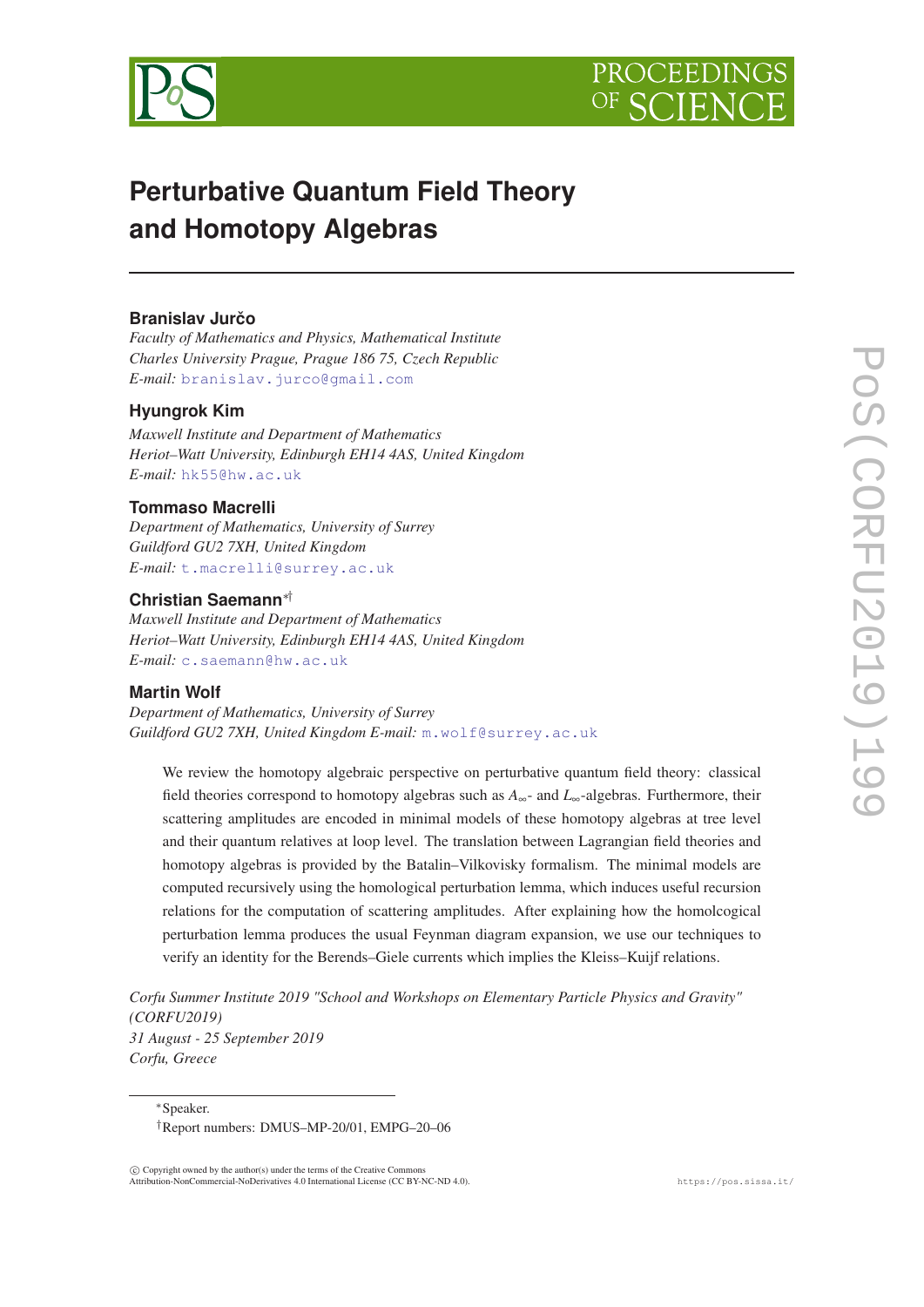# Perturbative Quantum Field Theory and Homotopy Algebras

**Branislav Jurčo**

*Faculty of Mathematics and Physics, Mathematical Institute*
*Charles University Prague, Prague 186 75, Czech Republic*
*E-mail:* branislav.jurco@gmail.com

**Hyungrok Kim**

*Maxwell Institute and Department of Mathematics*
*Heriot–Watt University, Edinburgh EH14 4AS, United Kingdom*
*E-mail:* hk55@hw.ac.uk

**Tommaso Macrelli**

*Department of Mathematics, University of Surrey*
*Guildford GU2 7XH, United Kingdom*
*E-mail:* t.macrelli@surrey.ac.uk

**Christian Saemann**[∗†]

*Maxwell Institute and Department of Mathematics*
*Heriot–Watt University, Edinburgh EH14 4AS, United Kingdom*
*E-mail:* c.saemann@hw.ac.uk

**Martin Wolf**

*Department of Mathematics, University of Surrey*
*Guildford GU2 7XH, United Kingdom E-mail:* m.wolf@surrey.ac.uk

We review the homotopy algebraic perspective on perturbative quantum field theory: classical field theories correspond to homotopy algebras such as $A_\infty$- and $L_\infty$-algebras. Furthermore, their scattering amplitudes are encoded in minimal models of these homotopy algebras at tree level and their quantum relatives at loop level. The translation between Lagrangian field theories and homotopy algebras is provided by the Batalin–Vilkovisky formalism. The minimal models are computed recursively using the homological perturbation lemma, which induces useful recursion relations for the computation of scattering amplitudes. After explaining how the homolcogical perturbation lemma produces the usual Feynman diagram expansion, we use our techniques to verify an identity for the Berends–Giele currents which implies the Kleiss–Kuijf relations.

*Corfu Summer Institute 2019 "School and Workshops on Elementary Particle Physics and Gravity" (CORFU2019)*
*31 August - 25 September 2019*
*Corfu, Greece*

---

∗Speaker.

†Report numbers: DMUS–MP-20/01, EMPG–20–06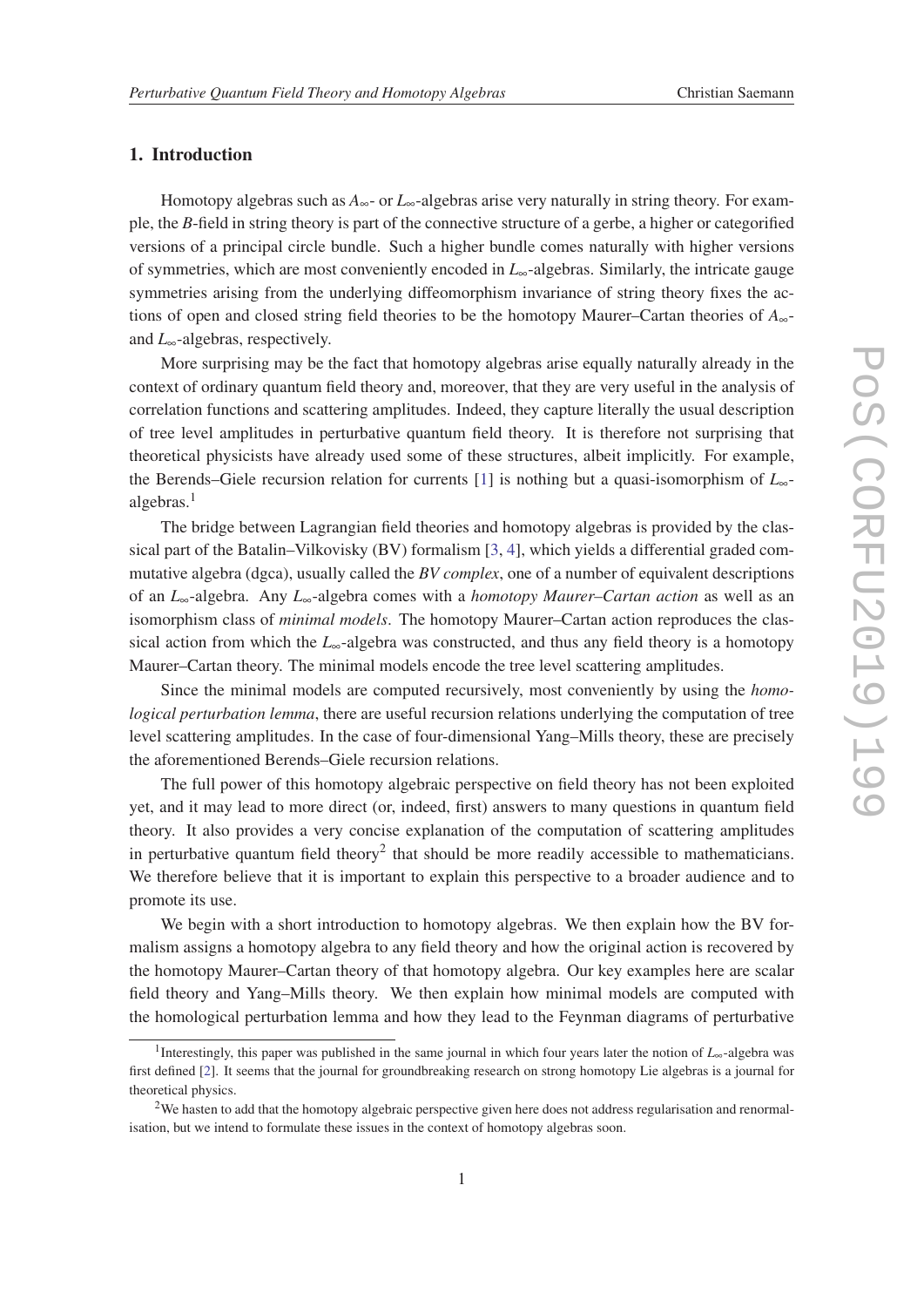## 1. Introduction

Homotopy algebras such as $A_\infty$- or $L_\infty$-algebras arise very naturally in string theory. For example, the *B*-field in string theory is part of the connective structure of a gerbe, a higher or categorified versions of a principal circle bundle. Such a higher bundle comes naturally with higher versions of symmetries, which are most conveniently encoded in $L_\infty$-algebras. Similarly, the intricate gauge symmetries arising from the underlying diffeomorphism invariance of string theory fixes the actions of open and closed string field theories to be the homotopy Maurer–Cartan theories of $A_\infty$- and $L_\infty$-algebras, respectively.

More surprising may be the fact that homotopy algebras arise equally naturally already in the context of ordinary quantum field theory and, moreover, that they are very useful in the analysis of correlation functions and scattering amplitudes. Indeed, they capture literally the usual description of tree level amplitudes in perturbative quantum field theory. It is therefore not surprising that theoretical physicists have already used some of these structures, albeit implicitly. For example, the Berends–Giele recursion relation for currents [1] is nothing but a quasi-isomorphism of $L_\infty$-algebras.[1]

The bridge between Lagrangian field theories and homotopy algebras is provided by the classical part of the Batalin–Vilkovisky (BV) formalism [3, 4], which yields a differential graded commutative algebra (dgca), usually called the *BV complex*, one of a number of equivalent descriptions of an $L_\infty$-algebra. Any $L_\infty$-algebra comes with a *homotopy Maurer–Cartan action* as well as an isomorphism class of *minimal models*. The homotopy Maurer–Cartan action reproduces the classical action from which the $L_\infty$-algebra was constructed, and thus any field theory is a homotopy Maurer–Cartan theory. The minimal models encode the tree level scattering amplitudes.

Since the minimal models are computed recursively, most conveniently by using the *homological perturbation lemma*, there are useful recursion relations underlying the computation of tree level scattering amplitudes. In the case of four-dimensional Yang–Mills theory, these are precisely the aforementioned Berends–Giele recursion relations.

The full power of this homotopy algebraic perspective on field theory has not been exploited yet, and it may lead to more direct (or, indeed, first) answers to many questions in quantum field theory. It also provides a very concise explanation of the computation of scattering amplitudes in perturbative quantum field theory[2] that should be more readily accessible to mathematicians. We therefore believe that it is important to explain this perspective to a broader audience and to promote its use.

We begin with a short introduction to homotopy algebras. We then explain how the BV formalism assigns a homotopy algebra to any field theory and how the original action is recovered by the homotopy Maurer–Cartan theory of that homotopy algebra. Our key examples here are scalar field theory and Yang–Mills theory. We then explain how minimal models are computed with the homological perturbation lemma and how they lead to the Feynman diagrams of perturbative

[1] Interestingly, this paper was published in the same journal in which four years later the notion of $L_\infty$-algebra was first defined [2]. It seems that the journal for groundbreaking research on strong homotopy Lie algebras is a journal for theoretical physics.

[2] We hasten to add that the homotopy algebraic perspective given here does not address regularisation and renormalisation, but we intend to formulate these issues in the context of homotopy algebras soon.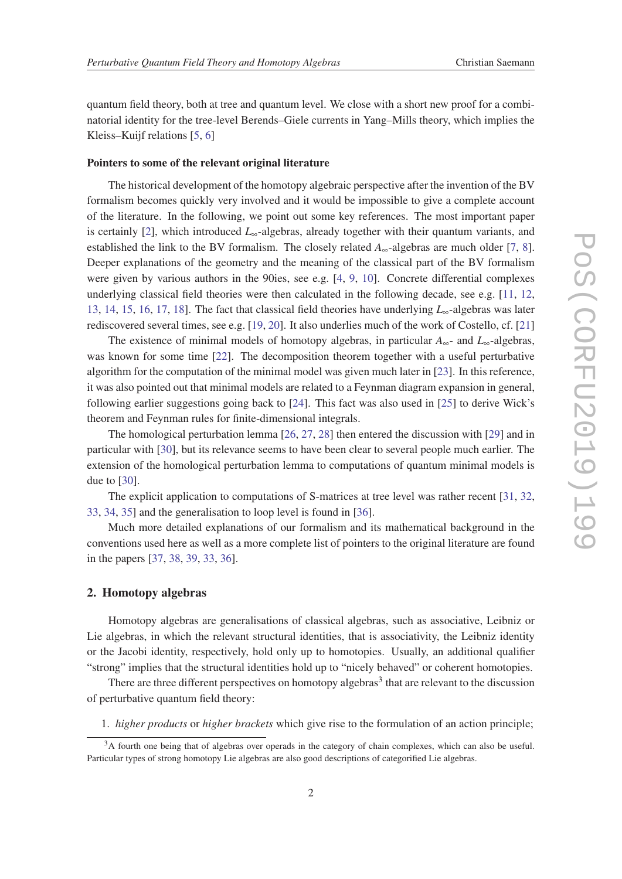quantum field theory, both at tree and quantum level. We close with a short new proof for a combinatorial identity for the tree-level Berends–Giele currents in Yang–Mills theory, which implies the Kleiss–Kuijf relations [5, 6]

**Pointers to some of the relevant original literature**

The historical development of the homotopy algebraic perspective after the invention of the BV formalism becomes quickly very involved and it would be impossible to give a complete account of the literature. In the following, we point out some key references. The most important paper is certainly [2], which introduced $L_\infty$-algebras, already together with their quantum variants, and established the link to the BV formalism. The closely related $A_\infty$-algebras are much older [7, 8]. Deeper explanations of the geometry and the meaning of the classical part of the BV formalism were given by various authors in the 90ies, see e.g. [4, 9, 10]. Concrete differential complexes underlying classical field theories were then calculated in the following decade, see e.g. [11, 12, 13, 14, 15, 16, 17, 18]. The fact that classical field theories have underlying $L_\infty$-algebras was later rediscovered several times, see e.g. [19, 20]. It also underlies much of the work of Costello, cf. [21]

The existence of minimal models of homotopy algebras, in particular $A_\infty$- and $L_\infty$-algebras, was known for some time [22]. The decomposition theorem together with a useful perturbative algorithm for the computation of the minimal model was given much later in [23]. In this reference, it was also pointed out that minimal models are related to a Feynman diagram expansion in general, following earlier suggestions going back to [24]. This fact was also used in [25] to derive Wick's theorem and Feynman rules for finite-dimensional integrals.

The homological perturbation lemma [26, 27, 28] then entered the discussion with [29] and in particular with [30], but its relevance seems to have been clear to several people much earlier. The extension of the homological perturbation lemma to computations of quantum minimal models is due to [30].

The explicit application to computations of S-matrices at tree level was rather recent [31, 32, 33, 34, 35] and the generalisation to loop level is found in [36].

Much more detailed explanations of our formalism and its mathematical background in the conventions used here as well as a more complete list of pointers to the original literature are found in the papers [37, 38, 39, 33, 36].

## 2. Homotopy algebras

Homotopy algebras are generalisations of classical algebras, such as associative, Leibniz or Lie algebras, in which the relevant structural identities, that is associativity, the Leibniz identity or the Jacobi identity, respectively, hold only up to homotopies. Usually, an additional qualifier "strong" implies that the structural identities hold up to "nicely behaved" or coherent homotopies.

There are three different perspectives on homotopy algebras[3] that are relevant to the discussion of perturbative quantum field theory:

1. *higher products* or *higher brackets* which give rise to the formulation of an action principle;

[3] A fourth one being that of algebras over operads in the category of chain complexes, which can also be useful. Particular types of strong homotopy Lie algebras are also good descriptions of categorified Lie algebras.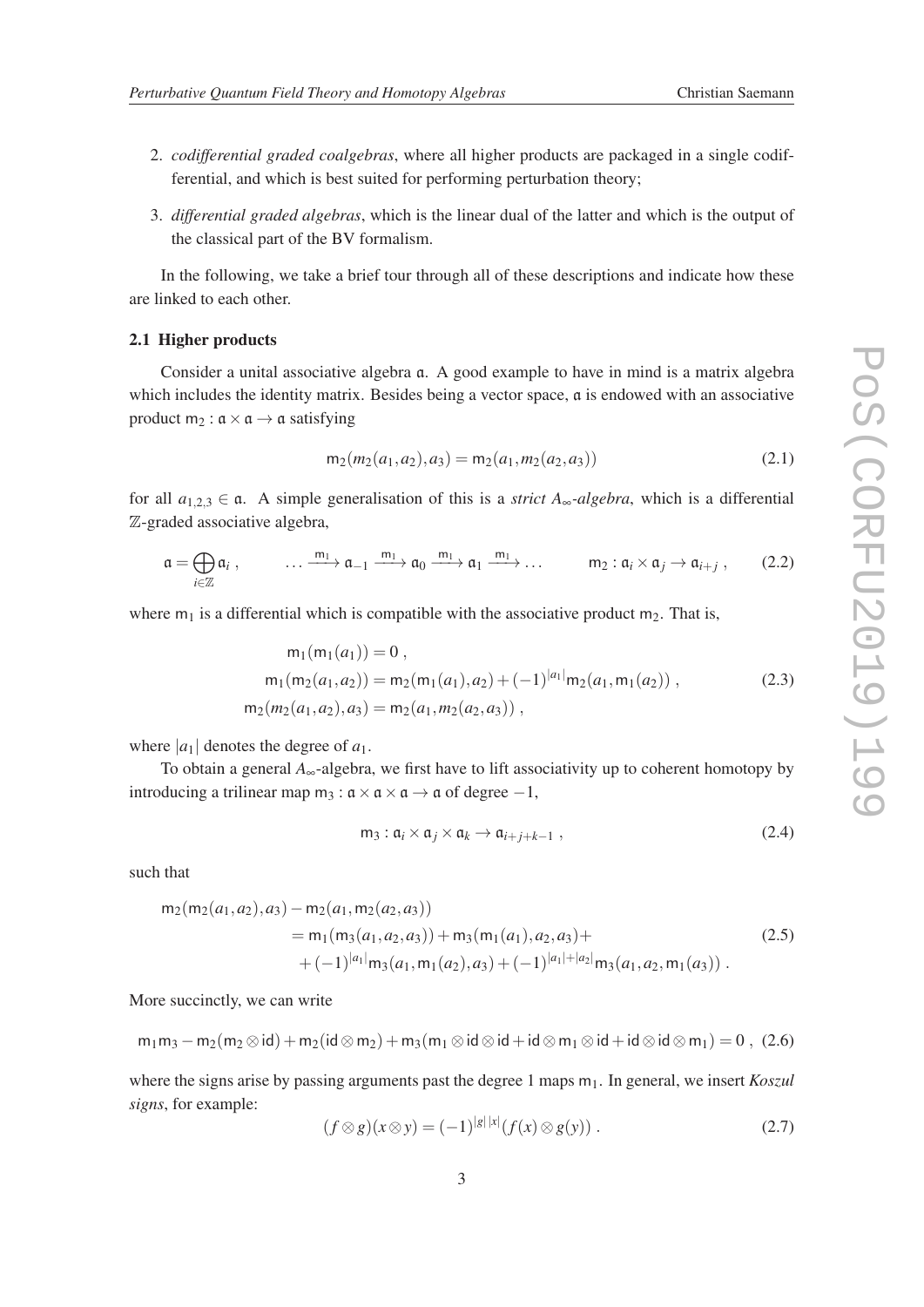2. *codifferential graded coalgebras*, where all higher products are packaged in a single codifferential, and which is best suited for performing perturbation theory;

3. *differential graded algebras*, which is the linear dual of the latter and which is the output of the classical part of the BV formalism.

In the following, we take a brief tour through all of these descriptions and indicate how these are linked to each other.

### 2.1 Higher products

Consider a unital associative algebra $\mathfrak{a}$. A good example to have in mind is a matrix algebra which includes the identity matrix. Besides being a vector space, $\mathfrak{a}$ is endowed with an associative product $\mathsf{m}_2 : \mathfrak{a} \times \mathfrak{a} \to \mathfrak{a}$ satisfying

$$\mathsf{m}_2(m_2(a_1,a_2),a_3) = \mathsf{m}_2(a_1,m_2(a_2,a_3)) \tag{2.1}$$

for all $a_{1,2,3} \in \mathfrak{a}$. A simple generalisation of this is a *strict $A_\infty$-algebra*, which is a differential $\mathbb{Z}$-graded associative algebra,

$$\mathfrak{a} = \bigoplus_{i\in\mathbb{Z}} \mathfrak{a}_i \,, \qquad \dots \xrightarrow{\mathsf{m}_1} \mathfrak{a}_{-1} \xrightarrow{\mathsf{m}_1} \mathfrak{a}_0 \xrightarrow{\mathsf{m}_1} \mathfrak{a}_1 \xrightarrow{\mathsf{m}_1} \dots \qquad \mathsf{m}_2 : \mathfrak{a}_i \times \mathfrak{a}_j \to \mathfrak{a}_{i+j} \,, \tag{2.2}$$

where $\mathsf{m}_1$ is a differential which is compatible with the associative product $\mathsf{m}_2$. That is,

$$\begin{aligned}
\mathsf{m}_1(\mathsf{m}_1(a_1)) &= 0 \,, \\
\mathsf{m}_1(\mathsf{m}_2(a_1,a_2)) &= \mathsf{m}_2(\mathsf{m}_1(a_1),a_2) + (-1)^{|a_1|}\mathsf{m}_2(a_1,\mathsf{m}_1(a_2)) \,, \\
\mathsf{m}_2(m_2(a_1,a_2),a_3) &= \mathsf{m}_2(a_1,m_2(a_2,a_3)) \,,
\end{aligned} \tag{2.3}$$

where $|a_1|$ denotes the degree of $a_1$.

To obtain a general $A_\infty$-algebra, we first have to lift associativity up to coherent homotopy by introducing a trilinear map $\mathsf{m}_3 : \mathfrak{a} \times \mathfrak{a} \times \mathfrak{a} \to \mathfrak{a}$ of degree $-1$,

$$\mathsf{m}_3 : \mathfrak{a}_i \times \mathfrak{a}_j \times \mathfrak{a}_k \to \mathfrak{a}_{i+j+k-1} \,, \tag{2.4}$$

such that

$$\begin{aligned}
\mathsf{m}_2(\mathsf{m}_2(a_1,a_2),a_3) - \mathsf{m}_2(a_1,\mathsf{m}_2(a_2,a_3)) \\
= \mathsf{m}_1(\mathsf{m}_3(a_1,a_2,a_3)) + \mathsf{m}_3(\mathsf{m}_1(a_1),a_2,a_3) + \\
+ (-1)^{|a_1|}\mathsf{m}_3(a_1,\mathsf{m}_1(a_2),a_3) + (-1)^{|a_1|+|a_2|}\mathsf{m}_3(a_1,a_2,\mathsf{m}_1(a_3)) \,.
\end{aligned} \tag{2.5}$$

More succinctly, we can write

$$\mathsf{m}_1\mathsf{m}_3 - \mathsf{m}_2(\mathsf{m}_2 \otimes \mathsf{id}) + \mathsf{m}_2(\mathsf{id} \otimes \mathsf{m}_2) + \mathsf{m}_3(\mathsf{m}_1 \otimes \mathsf{id} \otimes \mathsf{id} + \mathsf{id} \otimes \mathsf{m}_1 \otimes \mathsf{id} + \mathsf{id} \otimes \mathsf{id} \otimes \mathsf{m}_1) = 0 \,, \tag{2.6}$$

where the signs arise by passing arguments past the degree 1 maps $\mathsf{m}_1$. In general, we insert *Koszul signs*, for example:

$$(f \otimes g)(x \otimes y) = (-1)^{|g|\,|x|}(f(x) \otimes g(y)) \,. \tag{2.7}$$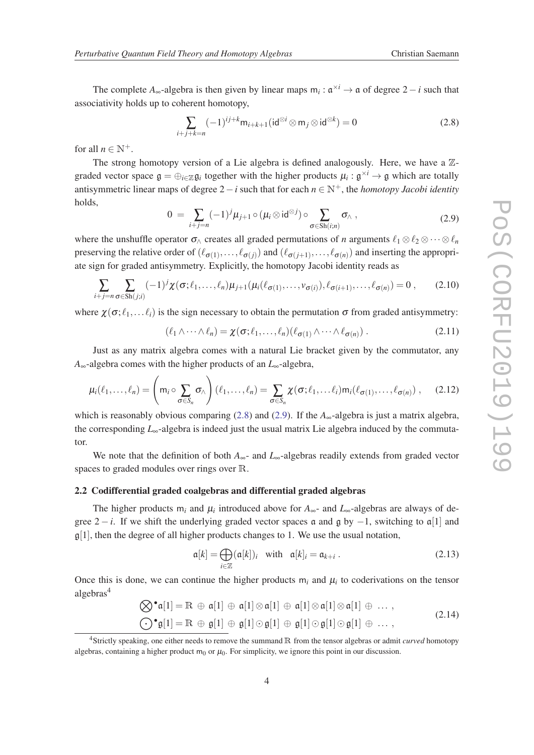The complete $A_\infty$-algebra is then given by linear maps $\mathsf{m}_i : \mathfrak{a}^{\times i} \to \mathfrak{a}$ of degree $2-i$ such that associativity holds up to coherent homotopy,

$$\sum_{i+j+k=n} (-1)^{ij+k} \mathsf{m}_{i+k+1}(\mathsf{id}^{\otimes i} \otimes \mathsf{m}_j \otimes \mathsf{id}^{\otimes k}) = 0 \tag{2.8}$$

for all $n \in \mathbb{N}^+$.

The strong homotopy version of a Lie algebra is defined analogously. Here, we have a $\mathbb{Z}$-graded vector space $\mathfrak{g} = \oplus_{i\in\mathbb{Z}} \mathfrak{g}_i$ together with the higher products $\mu_i : \mathfrak{g}^{\times i} \to \mathfrak{g}$ which are totally antisymmetric linear maps of degree $2-i$ such that for each $n \in \mathbb{N}^+$, the *homotopy Jacobi identity* holds,

$$0 = \sum_{i+j=n} (-1)^j \mu_{j+1} \circ (\mu_i \otimes \mathsf{id}^{\otimes j}) \circ \sum_{\sigma \in \mathrm{Sh}(i;n)} \sigma_\wedge \,, \tag{2.9}$$

where the unshuffle operator $\sigma_\wedge$ creates all graded permutations of $n$ arguments $\ell_1 \otimes \ell_2 \otimes \cdots \otimes \ell_n$ preserving the relative order of $(\ell_{\sigma(1)}, \ldots, \ell_{\sigma(j)})$ and $(\ell_{\sigma(j+1)}, \ldots, \ell_{\sigma(n)})$ and inserting the appropriate sign for graded antisymmetry. Explicitly, the homotopy Jacobi identity reads as

$$\sum_{i+j=n} \sum_{\sigma \in \mathrm{Sh}(j;i)} (-1)^j \chi(\sigma; \ell_1, \ldots, \ell_n) \mu_{j+1}(\mu_i(\ell_{\sigma(1)}, \ldots, v_{\sigma(i)}), \ell_{\sigma(i+1)}, \ldots, \ell_{\sigma(n)}) = 0 \,, \tag{2.10}$$

where $\chi(\sigma; \ell_1, \ldots \ell_i)$ is the sign necessary to obtain the permutation $\sigma$ from graded antisymmetry:

$$(\ell_1 \wedge \cdots \wedge \ell_n) = \chi(\sigma; \ell_1, \ldots, \ell_n)(\ell_{\sigma(1)} \wedge \cdots \wedge \ell_{\sigma(n)}) \,. \tag{2.11}$$

Just as any matrix algebra comes with a natural Lie bracket given by the commutator, any $A_\infty$-algebra comes with the higher products of an $L_\infty$-algebra,

$$\mu_i(\ell_1, \ldots, \ell_n) = \left( \mathsf{m}_i \circ \sum_{\sigma \in S_n} \sigma_\wedge \right) (\ell_1, \ldots, \ell_n) = \sum_{\sigma \in S_n} \chi(\sigma; \ell_1, \ldots \ell_i) \mathsf{m}_i(\ell_{\sigma(1)}, \ldots, \ell_{\sigma(n)}) \,, \tag{2.12}$$

which is reasonably obvious comparing (2.8) and (2.9). If the $A_\infty$-algebra is just a matrix algebra, the corresponding $L_\infty$-algebra is indeed just the usual matrix Lie algebra induced by the commutator.

We note that the definition of both $A_\infty$- and $L_\infty$-algebras readily extends from graded vector spaces to graded modules over rings over $\mathbb{R}$.

### 2.2 Codifferential graded coalgebras and differential graded algebras

The higher products $\mathsf{m}_i$ and $\mu_i$ introduced above for $A_\infty$- and $L_\infty$-algebras are always of degree $2-i$. If we shift the underlying graded vector spaces $\mathfrak{a}$ and $\mathfrak{g}$ by $-1$, switching to $\mathfrak{a}[1]$ and $\mathfrak{g}[1]$, then the degree of all higher products changes to 1. We use the usual notation,

$$\mathfrak{a}[k] = \bigoplus_{i\in\mathbb{Z}} (\mathfrak{a}[k])_i \quad \text{with} \quad \mathfrak{a}[k]_i = \mathfrak{a}_{k+i} \,. \tag{2.13}$$

Once this is done, we can continue the higher products $\mathsf{m}_i$ and $\mu_i$ to coderivations on the tensor algebras[4]

$$\begin{aligned} &\bigotimes{}^\bullet \mathfrak{a}[1] = \mathbb{R} \,\oplus\, \mathfrak{a}[1] \,\oplus\, \mathfrak{a}[1] \otimes \mathfrak{a}[1] \,\oplus\, \mathfrak{a}[1] \otimes \mathfrak{a}[1] \otimes \mathfrak{a}[1] \,\oplus\, \ldots \,, \\ &\bigodot{}^\bullet \mathfrak{g}[1] = \mathbb{R} \,\oplus\, \mathfrak{g}[1] \,\oplus\, \mathfrak{g}[1] \odot \mathfrak{g}[1] \,\oplus\, \mathfrak{g}[1] \odot \mathfrak{g}[1] \odot \mathfrak{g}[1] \,\oplus\, \ldots \,, \end{aligned} \tag{2.14}$$

[4] Strictly speaking, one either needs to remove the summand $\mathbb{R}$ from the tensor algebras or admit *curved* homotopy algebras, containing a higher product $\mathsf{m}_0$ or $\mu_0$. For simplicity, we ignore this point in our discussion.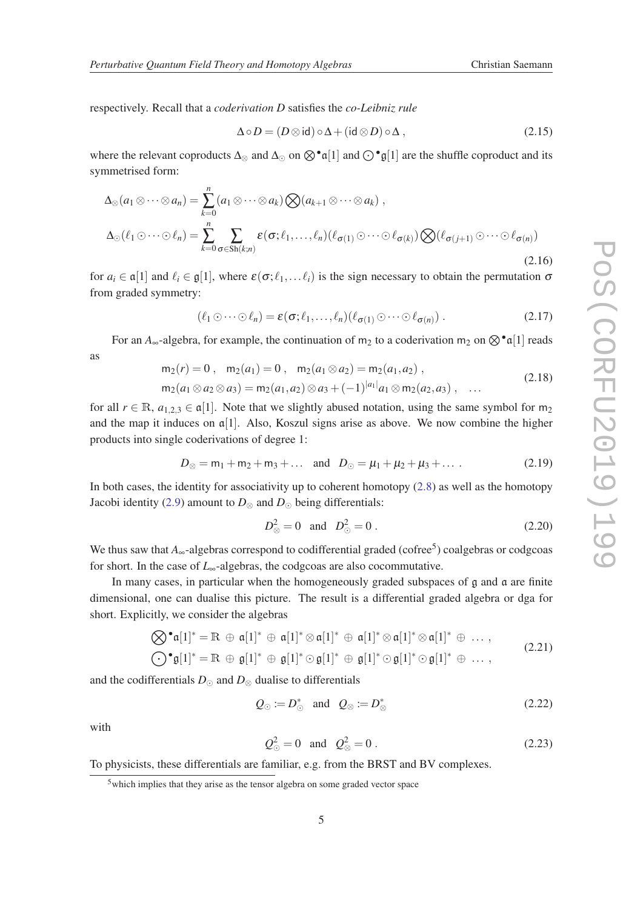respectively. Recall that a *coderivation* $D$ satisfies the *co-Leibniz rule*

$$
\Delta\circ D = (D\otimes \mathsf{id})\circ\Delta + (\mathsf{id}\otimes D)\circ\Delta\,, \tag{2.15}
$$

where the relevant coproducts $\Delta_\otimes$ and $\Delta_\odot$ on $\bigotimes^\bullet\mathfrak{a}[1]$ and $\bigodot^\bullet\mathfrak{g}[1]$ are the shuffle coproduct and its symmetrised form:

$$
\begin{aligned}
\Delta_\otimes(a_1\otimes\cdots\otimes a_n) &= \sum_{k=0}^{n}(a_1\otimes\cdots\otimes a_k)\bigotimes(a_{k+1}\otimes\cdots\otimes a_k)\,,\\
\Delta_\odot(\ell_1\odot\cdots\odot\ell_n) &= \sum_{k=0}^{n}\sum_{\sigma\in\mathrm{Sh}(k;n)}\varepsilon(\sigma;\ell_1,\ldots,\ell_n)(\ell_{\sigma(1)}\odot\cdots\odot\ell_{\sigma(k)})\bigotimes(\ell_{\sigma(j+1)}\odot\cdots\odot\ell_{\sigma(n)})
\end{aligned} \tag{2.16}
$$

for $a_i\in\mathfrak{a}[1]$ and $\ell_i\in\mathfrak{g}[1]$, where $\varepsilon(\sigma;\ell_1,\ldots\ell_i)$ is the sign necessary to obtain the permutation $\sigma$ from graded symmetry:

$$
(\ell_1\odot\cdots\odot\ell_n) = \varepsilon(\sigma;\ell_1,\ldots,\ell_n)(\ell_{\sigma(1)}\odot\cdots\odot\ell_{\sigma(n)})\,. \tag{2.17}
$$

For an $A_\infty$-algebra, for example, the continuation of $\mathsf{m}_2$ to a coderivation $\mathsf{m}_2$ on $\bigotimes^\bullet\mathfrak{a}[1]$ reads as

$$
\begin{aligned}
&\mathsf{m}_2(r)=0\,,\quad \mathsf{m}_2(a_1)=0\,,\quad \mathsf{m}_2(a_1\otimes a_2)=\mathsf{m}_2(a_1,a_2)\,,\\
&\mathsf{m}_2(a_1\otimes a_2\otimes a_3)=\mathsf{m}_2(a_1,a_2)\otimes a_3+(-1)^{|a_1|}a_1\otimes\mathsf{m}_2(a_2,a_3)\,,\quad\ldots
\end{aligned} \tag{2.18}
$$

for all $r\in\mathbb{R}$, $a_{1,2,3}\in\mathfrak{a}[1]$. Note that we slightly abused notation, using the same symbol for $\mathsf{m}_2$ and the map it induces on $\mathfrak{a}[1]$. Also, Koszul signs arise as above. We now combine the higher products into single coderivations of degree 1:

$$
D_\otimes=\mathsf{m}_1+\mathsf{m}_2+\mathsf{m}_3+\ldots\quad\text{and}\quad D_\odot=\mu_1+\mu_2+\mu_3+\ldots\,. \tag{2.19}
$$

In both cases, the identity for associativity up to coherent homotopy (2.8) as well as the homotopy Jacobi identity (2.9) amount to $D_\otimes$ and $D_\odot$ being differentials:

$$
D_\otimes^2=0\quad\text{and}\quad D_\odot^2=0\,. \tag{2.20}
$$

We thus saw that $A_\infty$-algebras correspond to codifferential graded (cofree[5]) coalgebras or codgcoas for short. In the case of $L_\infty$-algebras, the codgcoas are also cocommutative.

In many cases, in particular when the homogeneously graded subspaces of $\mathfrak{g}$ and $\mathfrak{a}$ are finite dimensional, one can dualise this picture. The result is a differential graded algebra or dga for short. Explicitly, we consider the algebras

$$
\begin{aligned}
\bigotimes{}^\bullet\mathfrak{a}[1]^* &= \mathbb{R}\,\oplus\,\mathfrak{a}[1]^*\,\oplus\,\mathfrak{a}[1]^*\otimes\mathfrak{a}[1]^*\,\oplus\,\mathfrak{a}[1]^*\otimes\mathfrak{a}[1]^*\otimes\mathfrak{a}[1]^*\,\oplus\,\ldots\,,\\
\bigodot{}^\bullet\mathfrak{g}[1]^* &= \mathbb{R}\,\oplus\,\mathfrak{g}[1]^*\,\oplus\,\mathfrak{g}[1]^*\odot\mathfrak{g}[1]^*\,\oplus\,\mathfrak{g}[1]^*\odot\mathfrak{g}[1]^*\odot\mathfrak{g}[1]^*\,\oplus\,\ldots\,,
\end{aligned} \tag{2.21}
$$

and the codifferentials $D_\odot$ and $D_\otimes$ dualise to differentials

$$
Q_\odot := D_\odot^*\quad\text{and}\quad Q_\otimes := D_\otimes^* \tag{2.22}
$$

with

$$
Q_\odot^2=0\quad\text{and}\quad Q_\otimes^2=0\,. \tag{2.23}
$$

To physicists, these differentials are familiar, e.g. from the BRST and BV complexes.

[5] which implies that they arise as the tensor algebra on some graded vector space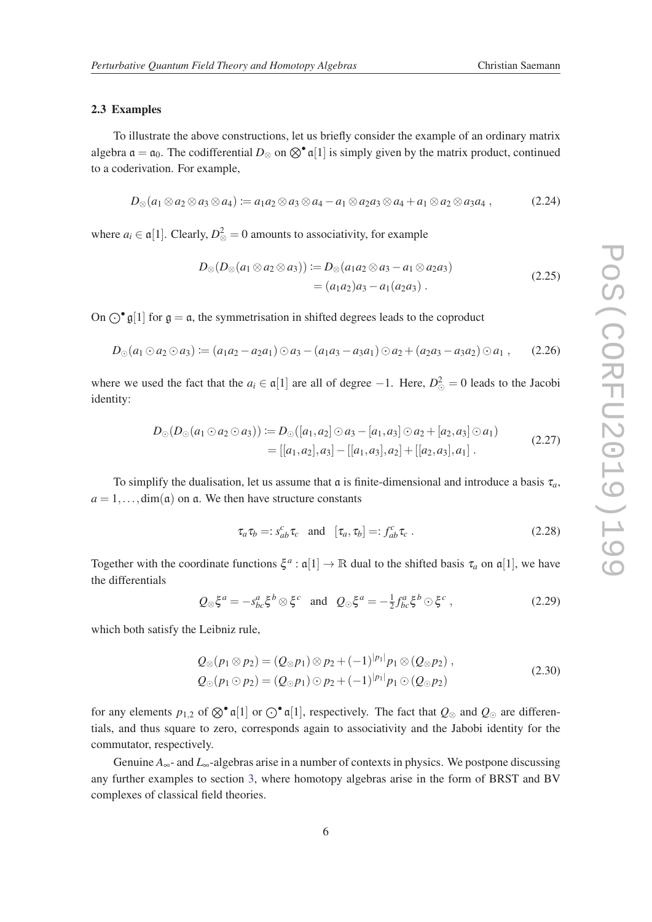### 2.3 Examples

To illustrate the above constructions, let us briefly consider the example of an ordinary matrix algebra $\mathfrak{a} = \mathfrak{a}_0$. The codifferential $D_\otimes$ on $\bigotimes^\bullet \mathfrak{a}[1]$ is simply given by the matrix product, continued to a coderivation. For example,

$$D_\otimes(a_1 \otimes a_2 \otimes a_3 \otimes a_4) := a_1 a_2 \otimes a_3 \otimes a_4 - a_1 \otimes a_2 a_3 \otimes a_4 + a_1 \otimes a_2 \otimes a_3 a_4 \,, \tag{2.24}$$

where $a_i \in \mathfrak{a}[1]$. Clearly, $D_\otimes^2 = 0$ amounts to associativity, for example

$$\begin{aligned} D_\otimes(D_\otimes(a_1 \otimes a_2 \otimes a_3)) &:= D_\otimes(a_1 a_2 \otimes a_3 - a_1 \otimes a_2 a_3) \\ &= (a_1 a_2) a_3 - a_1 (a_2 a_3) \,. \end{aligned} \tag{2.25}$$

On $\bigodot^\bullet \mathfrak{g}[1]$ for $\mathfrak{g} = \mathfrak{a}$, the symmetrisation in shifted degrees leads to the coproduct

$$D_\odot(a_1 \odot a_2 \odot a_3) := (a_1 a_2 - a_2 a_1) \odot a_3 - (a_1 a_3 - a_3 a_1) \odot a_2 + (a_2 a_3 - a_3 a_2) \odot a_1 \,, \tag{2.26}$$

where we used the fact that the $a_i \in \mathfrak{a}[1]$ are all of degree $-1$. Here, $D_\odot^2 = 0$ leads to the Jacobi identity:

$$\begin{aligned} D_\odot(D_\odot(a_1 \odot a_2 \odot a_3)) &:= D_\odot([a_1, a_2] \odot a_3 - [a_1, a_3] \odot a_2 + [a_2, a_3] \odot a_1) \\ &= [[a_1, a_2], a_3] - [[a_1, a_3], a_2] + [[a_2, a_3], a_1] \,. \end{aligned} \tag{2.27}$$

To simplify the dualisation, let us assume that $\mathfrak{a}$ is finite-dimensional and introduce a basis $\tau_a$, $a = 1, \ldots, \dim(\mathfrak{a})$ on $\mathfrak{a}$. We then have structure constants

$$\tau_a \tau_b =: s_{ab}^c \tau_c \quad \text{and} \quad [\tau_a, \tau_b] =: f_{ab}^c \tau_c \,. \tag{2.28}$$

Together with the coordinate functions $\xi^a : \mathfrak{a}[1] \to \mathbb{R}$ dual to the shifted basis $\tau_a$ on $\mathfrak{a}[1]$, we have the differentials

$$Q_\otimes \xi^a = -s_{bc}^a \xi^b \otimes \xi^c \quad \text{and} \quad Q_\odot \xi^a = -\tfrac{1}{2} f_{bc}^a \xi^b \odot \xi^c \,, \tag{2.29}$$

which both satisfy the Leibniz rule,

$$\begin{aligned} Q_\otimes(p_1 \otimes p_2) &= (Q_\otimes p_1) \otimes p_2 + (-1)^{|p_1|} p_1 \otimes (Q_\otimes p_2) \,, \\ Q_\odot(p_1 \odot p_2) &= (Q_\odot p_1) \odot p_2 + (-1)^{|p_1|} p_1 \odot (Q_\odot p_2) \end{aligned} \tag{2.30}$$

for any elements $p_{1,2}$ of $\bigotimes^\bullet \mathfrak{a}[1]$ or $\bigodot^\bullet \mathfrak{a}[1]$, respectively. The fact that $Q_\otimes$ and $Q_\odot$ are differentials, and thus square to zero, corresponds again to associativity and the Jabobi identity for the commutator, respectively.

Genuine $A_\infty$- and $L_\infty$-algebras arise in a number of contexts in physics. We postpone discussing any further examples to section 3, where homotopy algebras arise in the form of BRST and BV complexes of classical field theories.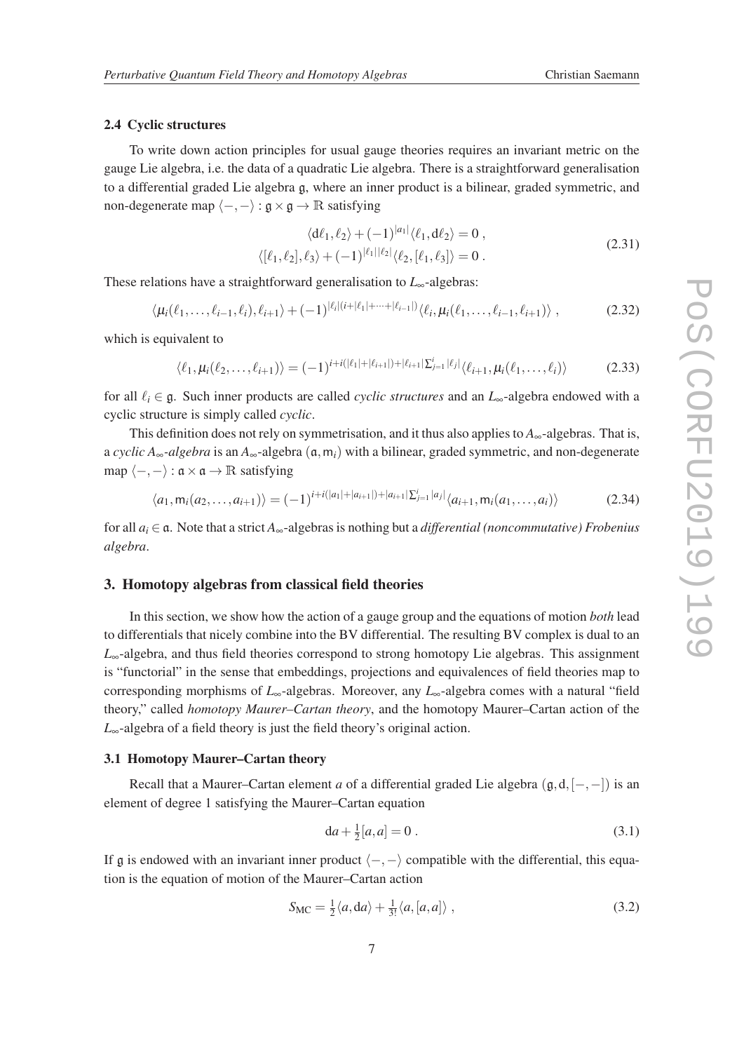### 2.4 Cyclic structures

To write down action principles for usual gauge theories requires an invariant metric on the gauge Lie algebra, i.e. the data of a quadratic Lie algebra. There is a straightforward generalisation to a differential graded Lie algebra $\mathfrak{g}$, where an inner product is a bilinear, graded symmetric, and non-degenerate map $\langle -,- \rangle : \mathfrak{g}\times\mathfrak{g}\to\mathbb{R}$ satisfying

$$
\begin{aligned}
\langle \mathrm{d}\ell_1,\ell_2\rangle + (-1)^{|a_1|}\langle \ell_1,\mathrm{d}\ell_2\rangle &= 0\ ,\\
\langle [\ell_1,\ell_2],\ell_3\rangle + (-1)^{|\ell_1||\ell_2|}\langle \ell_2,[\ell_1,\ell_3]\rangle &= 0\ .
\end{aligned}
\tag{2.31}
$$

These relations have a straightforward generalisation to $L_\infty$-algebras:

$$
\langle \mu_i(\ell_1,\ldots,\ell_{i-1},\ell_i),\ell_{i+1}\rangle + (-1)^{|\ell_i|(i+|\ell_1|+\cdots+|\ell_{i-1}|)}\langle \ell_i,\mu_i(\ell_1,\ldots,\ell_{i-1},\ell_{i+1})\rangle\ ,
\tag{2.32}
$$

which is equivalent to

$$
\langle \ell_1,\mu_i(\ell_2,\ldots,\ell_{i+1})\rangle = (-1)^{i+i(|\ell_1|+|\ell_{i+1}|)+|\ell_{i+1}|\sum_{j=1}^{i}|\ell_j|}\langle \ell_{i+1},\mu_i(\ell_1,\ldots,\ell_i)\rangle
\tag{2.33}
$$

for all $\ell_i\in\mathfrak{g}$. Such inner products are called *cyclic structures* and an $L_\infty$-algebra endowed with a cyclic structure is simply called *cyclic*.

This definition does not rely on symmetrisation, and it thus also applies to $A_\infty$-algebras. That is, a *cyclic $A_\infty$-algebra* is an $A_\infty$-algebra $(\mathfrak{a},\mathsf{m}_i)$ with a bilinear, graded symmetric, and non-degenerate map $\langle -,- \rangle : \mathfrak{a}\times\mathfrak{a}\to\mathbb{R}$ satisfying

$$
\langle a_1,\mathsf{m}_i(a_2,\ldots,a_{i+1})\rangle = (-1)^{i+i(|a_1|+|a_{i+1}|)+|a_{i+1}|\sum_{j=1}^{i}|a_j|}\langle a_{i+1},\mathsf{m}_i(a_1,\ldots,a_i)\rangle
\tag{2.34}
$$

for all $a_i\in\mathfrak{a}$. Note that a strict $A_\infty$-algebras is nothing but a *differential (noncommutative) Frobenius algebra*.

## 3. Homotopy algebras from classical field theories

In this section, we show how the action of a gauge group and the equations of motion *both* lead to differentials that nicely combine into the BV differential. The resulting BV complex is dual to an $L_\infty$-algebra, and thus field theories correspond to strong homotopy Lie algebras. This assignment is "functorial" in the sense that embeddings, projections and equivalences of field theories map to corresponding morphisms of $L_\infty$-algebras. Moreover, any $L_\infty$-algebra comes with a natural "field theory," called *homotopy Maurer–Cartan theory*, and the homotopy Maurer–Cartan action of the $L_\infty$-algebra of a field theory is just the field theory's original action.

### 3.1 Homotopy Maurer–Cartan theory

Recall that a Maurer–Cartan element $a$ of a differential graded Lie algebra $(\mathfrak{g},\mathrm{d},[-,-])$ is an element of degree 1 satisfying the Maurer–Cartan equation

$$
\mathrm{d}a+\tfrac{1}{2}[a,a]=0\ .
\tag{3.1}
$$

If $\mathfrak{g}$ is endowed with an invariant inner product $\langle -,- \rangle$ compatible with the differential, this equation is the equation of motion of the Maurer–Cartan action

$$
S_{\mathrm{MC}}=\tfrac{1}{2}\langle a,\mathrm{d}a\rangle+\tfrac{1}{3!}\langle a,[a,a]\rangle\ ,
\tag{3.2}
$$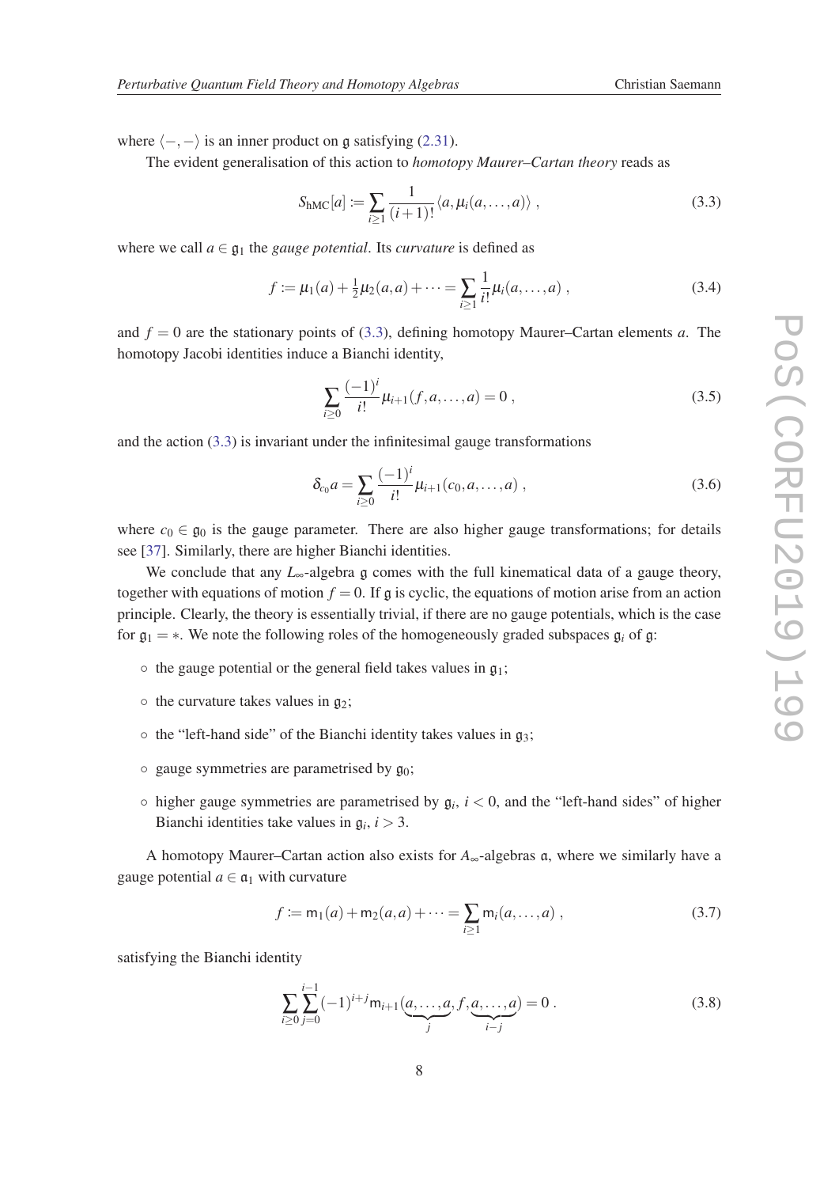where $\langle -,- \rangle$ is an inner product on $\mathfrak{g}$ satisfying (2.31).

The evident generalisation of this action to *homotopy Maurer–Cartan theory* reads as

$$S_{\text{hMC}}[a] := \sum_{i\geq 1} \frac{1}{(i+1)!} \langle a, \mu_i(a,\ldots,a) \rangle \,, \tag{3.3}$$

where we call $a \in \mathfrak{g}_1$ the *gauge potential*. Its *curvature* is defined as

$$f := \mu_1(a) + \tfrac{1}{2}\mu_2(a,a) + \cdots = \sum_{i\geq 1} \frac{1}{i!}\mu_i(a,\ldots,a) \,, \tag{3.4}$$

and $f = 0$ are the stationary points of (3.3), defining homotopy Maurer–Cartan elements $a$. The homotopy Jacobi identities induce a Bianchi identity,

$$\sum_{i\geq 0} \frac{(-1)^i}{i!} \mu_{i+1}(f,a,\ldots,a) = 0 \,, \tag{3.5}$$

and the action (3.3) is invariant under the infinitesimal gauge transformations

$$\delta_{c_0} a = \sum_{i\geq 0} \frac{(-1)^i}{i!} \mu_{i+1}(c_0,a,\ldots,a) \,, \tag{3.6}$$

where $c_0 \in \mathfrak{g}_0$ is the gauge parameter. There are also higher gauge transformations; for details see [37]. Similarly, there are higher Bianchi identities.

We conclude that any $L_\infty$-algebra $\mathfrak{g}$ comes with the full kinematical data of a gauge theory, together with equations of motion $f = 0$. If $\mathfrak{g}$ is cyclic, the equations of motion arise from an action principle. Clearly, the theory is essentially trivial, if there are no gauge potentials, which is the case for $\mathfrak{g}_1 = *$. We note the following roles of the homogeneously graded subspaces $\mathfrak{g}_i$ of $\mathfrak{g}$:

- the gauge potential or the general field takes values in $\mathfrak{g}_1$;
- the curvature takes values in $\mathfrak{g}_2$;
- the "left-hand side" of the Bianchi identity takes values in $\mathfrak{g}_3$;
- gauge symmetries are parametrised by $\mathfrak{g}_0$;
- higher gauge symmetries are parametrised by $\mathfrak{g}_i$, $i < 0$, and the "left-hand sides" of higher Bianchi identities take values in $\mathfrak{g}_i$, $i > 3$.

A homotopy Maurer–Cartan action also exists for $A_\infty$-algebras $\mathfrak{a}$, where we similarly have a gauge potential $a \in \mathfrak{a}_1$ with curvature

$$f := \mathsf{m}_1(a) + \mathsf{m}_2(a,a) + \cdots = \sum_{i\geq 1} \mathsf{m}_i(a,\ldots,a) \,, \tag{3.7}$$

satisfying the Bianchi identity

$$\sum_{i\geq 0} \sum_{j=0}^{i-1} (-1)^{i+j} \mathsf{m}_{i+1}(\underbrace{a,\ldots,a}_{j}, f, \underbrace{a,\ldots,a}_{i-j}) = 0 \,. \tag{3.8}$$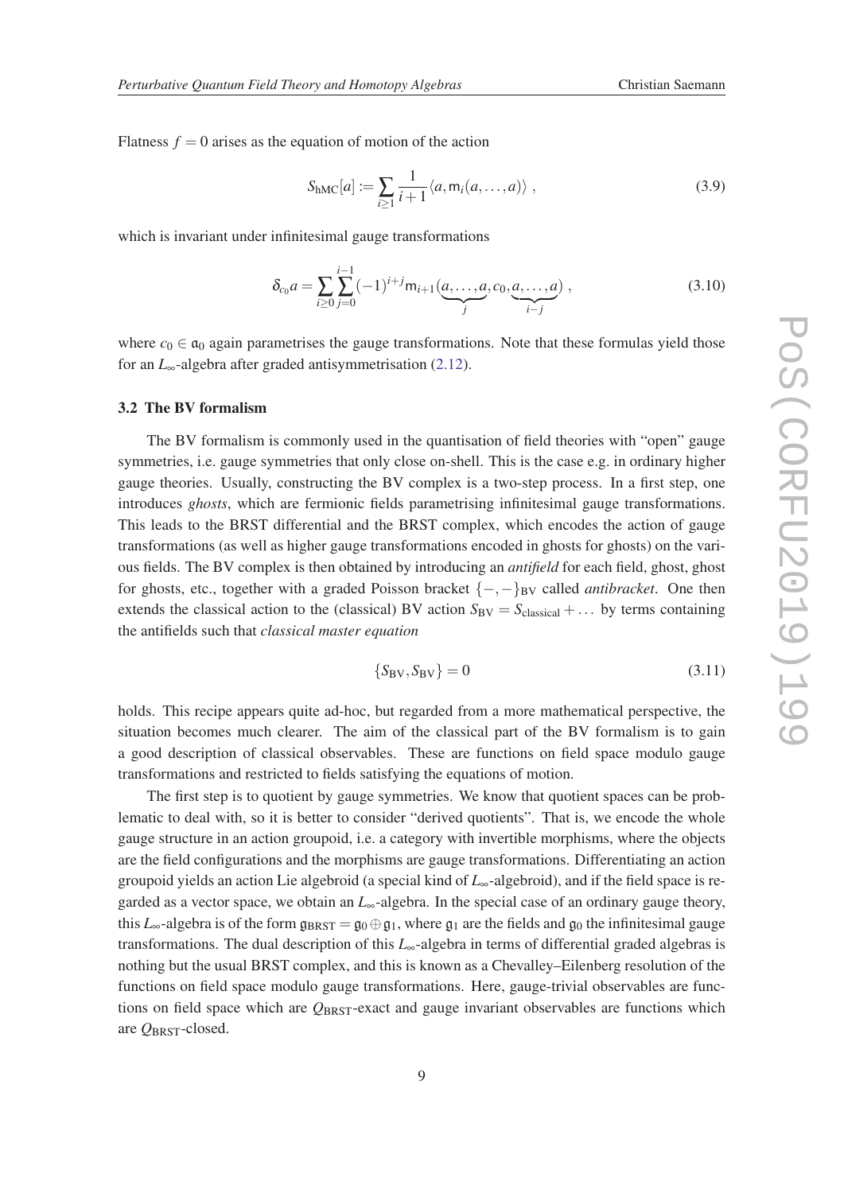Flatness $f = 0$ arises as the equation of motion of the action

$$S_{\text{hMC}}[a] := \sum_{i \geq 1} \frac{1}{i+1} \langle a, \mathsf{m}_i(a, \ldots, a) \rangle \,, \tag{3.9}$$

which is invariant under infinitesimal gauge transformations

$$\delta_{c_0} a = \sum_{i \geq 0} \sum_{j=0}^{i-1} (-1)^{i+j} \mathsf{m}_{i+1}(\underbrace{a, \ldots, a}_{j}, c_0, \underbrace{a, \ldots, a}_{i-j}) \,, \tag{3.10}$$

where $c_0 \in \mathfrak{a}_0$ again parametrises the gauge transformations. Note that these formulas yield those for an $L_\infty$-algebra after graded antisymmetrisation (2.12).

### 3.2 The BV formalism

The BV formalism is commonly used in the quantisation of field theories with "open" gauge symmetries, i.e. gauge symmetries that only close on-shell. This is the case e.g. in ordinary higher gauge theories. Usually, constructing the BV complex is a two-step process. In a first step, one introduces *ghosts*, which are fermionic fields parametrising infinitesimal gauge transformations. This leads to the BRST differential and the BRST complex, which encodes the action of gauge transformations (as well as higher gauge transformations encoded in ghosts for ghosts) on the various fields. The BV complex is then obtained by introducing an *antifield* for each field, ghost, ghost for ghosts, etc., together with a graded Poisson bracket $\{-,-\}_{\text{BV}}$ called *antibracket*. One then extends the classical action to the (classical) BV action $S_{\text{BV}} = S_{\text{classical}} + \ldots$ by terms containing the antifields such that *classical master equation*

$$\{S_{\text{BV}}, S_{\text{BV}}\} = 0 \tag{3.11}$$

holds. This recipe appears quite ad-hoc, but regarded from a more mathematical perspective, the situation becomes much clearer. The aim of the classical part of the BV formalism is to gain a good description of classical observables. These are functions on field space modulo gauge transformations and restricted to fields satisfying the equations of motion.

The first step is to quotient by gauge symmetries. We know that quotient spaces can be problematic to deal with, so it is better to consider "derived quotients". That is, we encode the whole gauge structure in an action groupoid, i.e. a category with invertible morphisms, where the objects are the field configurations and the morphisms are gauge transformations. Differentiating an action groupoid yields an action Lie algebroid (a special kind of $L_\infty$-algebroid), and if the field space is regarded as a vector space, we obtain an $L_\infty$-algebra. In the special case of an ordinary gauge theory, this $L_\infty$-algebra is of the form $\mathfrak{g}_{\text{BRST}} = \mathfrak{g}_0 \oplus \mathfrak{g}_1$, where $\mathfrak{g}_1$ are the fields and $\mathfrak{g}_0$ the infinitesimal gauge transformations. The dual description of this $L_\infty$-algebra in terms of differential graded algebras is nothing but the usual BRST complex, and this is known as a Chevalley–Eilenberg resolution of the functions on field space modulo gauge transformations. Here, gauge-trivial observables are functions on field space which are $Q_{\text{BRST}}$-exact and gauge invariant observables are functions which are $Q_{\text{BRST}}$-closed.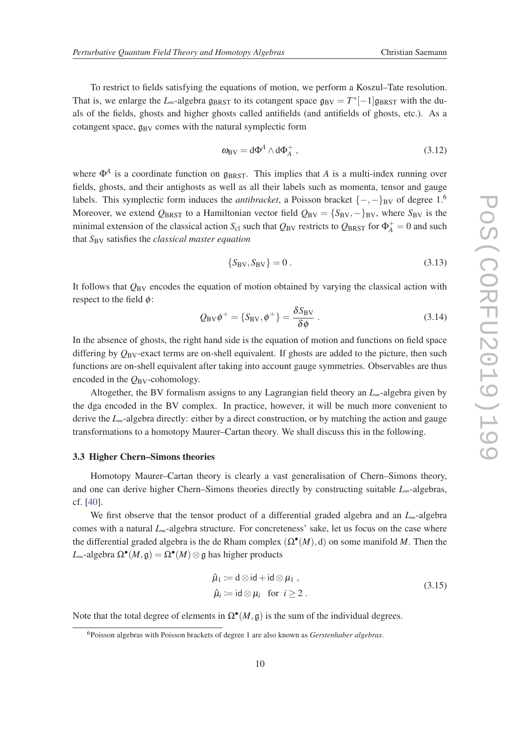To restrict to fields satisfying the equations of motion, we perform a Koszul–Tate resolution. That is, we enlarge the $L_\infty$-algebra $\mathfrak{g}_{\rm BRST}$ to its cotangent space $\mathfrak{g}_{\rm BV} = T^*[-1]\mathfrak{g}_{\rm BRST}$ with the duals of the fields, ghosts and higher ghosts called antifields (and antifields of ghosts, etc.). As a cotangent space, $\mathfrak{g}_{\rm BV}$ comes with the natural symplectic form

$$\omega_{\rm BV} = \mathrm{d}\Phi^A \wedge \mathrm{d}\Phi^+_A \,, \tag{3.12}$$

where $\Phi^A$ is a coordinate function on $\mathfrak{g}_{\rm BRST}$. This implies that $A$ is a multi-index running over fields, ghosts, and their antighosts as well as all their labels such as momenta, tensor and gauge labels. This symplectic form induces the *antibracket*, a Poisson bracket $\{-,-\}_{\rm BV}$ of degree 1.[6] Moreover, we extend $Q_{\rm BRST}$ to a Hamiltonian vector field $Q_{\rm BV} = \{S_{\rm BV}, -\}_{\rm BV}$, where $S_{\rm BV}$ is the minimal extension of the classical action $S_{\rm cl}$ such that $Q_{\rm BV}$ restricts to $Q_{\rm BRST}$ for $\Phi^+_A = 0$ and such that $S_{\rm BV}$ satisfies the *classical master equation*

$$\{S_{\rm BV}, S_{\rm BV}\} = 0 \,. \tag{3.13}$$

It follows that $Q_{\rm BV}$ encodes the equation of motion obtained by varying the classical action with respect to the field $\phi$:

$$Q_{\rm BV}\phi^+ = \{S_{\rm BV}, \phi^+\} = \frac{\delta S_{\rm BV}}{\delta \phi} \,. \tag{3.14}$$

In the absence of ghosts, the right hand side is the equation of motion and functions on field space differing by $Q_{\rm BV}$-exact terms are on-shell equivalent. If ghosts are added to the picture, then such functions are on-shell equivalent after taking into account gauge symmetries. Observables are thus encoded in the $Q_{\rm BV}$-cohomology.

Altogether, the BV formalism assigns to any Lagrangian field theory an $L_\infty$-algebra given by the dga encoded in the BV complex. In practice, however, it will be much more convenient to derive the $L_\infty$-algebra directly: either by a direct construction, or by matching the action and gauge transformations to a homotopy Maurer–Cartan theory. We shall discuss this in the following.

### 3.3 Higher Chern–Simons theories

Homotopy Maurer–Cartan theory is clearly a vast generalisation of Chern–Simons theory, and one can derive higher Chern–Simons theories directly by constructing suitable $L_\infty$-algebras, cf. [40].

We first observe that the tensor product of a differential graded algebra and an $L_\infty$-algebra comes with a natural $L_\infty$-algebra structure. For concreteness' sake, let us focus on the case where the differential graded algebra is the de Rham complex $(\Omega^\bullet(M), \mathrm{d})$ on some manifold $M$. Then the $L_\infty$-algebra $\Omega^\bullet(M, \mathfrak{g}) = \Omega^\bullet(M) \otimes \mathfrak{g}$ has higher products

$$\begin{aligned} \hat{\mu}_1 &:= \mathrm{d} \otimes \mathsf{id} + \mathsf{id} \otimes \mu_1 \,, \\ \hat{\mu}_i &:= \mathsf{id} \otimes \mu_i \quad \text{for} \quad i \geq 2 \,. \end{aligned} \tag{3.15}$$

Note that the total degree of elements in $\Omega^\bullet(M, \mathfrak{g})$ is the sum of the individual degrees.

---

[6] Poisson algebras with Poisson brackets of degree 1 are also known as *Gerstenhaber algebras*.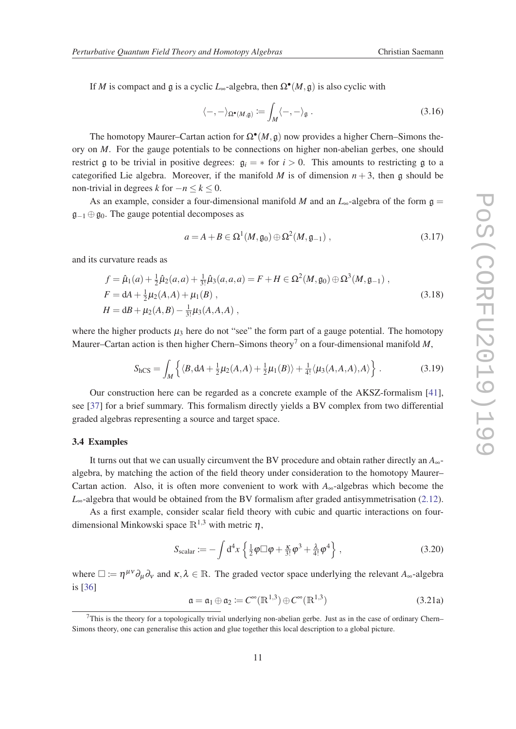If $M$ is compact and $\mathfrak{g}$ is a cyclic $L_\infty$-algebra, then $\Omega^\bullet(M,\mathfrak{g})$ is also cyclic with

$$\langle -,-\rangle_{\Omega^\bullet(M,\mathfrak{g})} := \int_M \langle -,-\rangle_{\mathfrak{g}} \ . \tag{3.16}$$

The homotopy Maurer–Cartan action for $\Omega^\bullet(M,\mathfrak{g})$ now provides a higher Chern–Simons theory on $M$. For the gauge potentials to be connections on higher non-abelian gerbes, one should restrict $\mathfrak{g}$ to be trivial in positive degrees: $\mathfrak{g}_i = *$ for $i > 0$. This amounts to restricting $\mathfrak{g}$ to a categorified Lie algebra. Moreover, if the manifold $M$ is of dimension $n+3$, then $\mathfrak{g}$ should be non-trivial in degrees $k$ for $-n \leq k \leq 0$.

As an example, consider a four-dimensional manifold $M$ and an $L_\infty$-algebra of the form $\mathfrak{g} = \mathfrak{g}_{-1} \oplus \mathfrak{g}_0$. The gauge potential decomposes as

$$a = A + B \in \Omega^1(M,\mathfrak{g}_0) \oplus \Omega^2(M,\mathfrak{g}_{-1}) \ , \tag{3.17}$$

and its curvature reads as

$$\begin{aligned}
f &= \hat{\mu}_1(a) + \tfrac{1}{2}\hat{\mu}_2(a,a) + \tfrac{1}{3!}\hat{\mu}_3(a,a,a) = F + H \in \Omega^2(M,\mathfrak{g}_0) \oplus \Omega^3(M,\mathfrak{g}_{-1}) \ , \\
F &= \mathrm{d}A + \tfrac{1}{2}\mu_2(A,A) + \mu_1(B) \ , \\
H &= \mathrm{d}B + \mu_2(A,B) - \tfrac{1}{3!}\mu_3(A,A,A) \ ,
\end{aligned} \tag{3.18}$$

where the higher products $\mu_3$ here do not "see" the form part of a gauge potential. The homotopy Maurer–Cartan action is then higher Chern–Simons theory[7] on a four-dimensional manifold $M$,

$$S_{\text{hCS}} = \int_M \left\{ \langle B, \mathrm{d}A + \tfrac{1}{2}\mu_2(A,A) + \tfrac{1}{2}\mu_1(B)\rangle + \tfrac{1}{4!}\langle \mu_3(A,A,A), A\rangle \right\} \ . \tag{3.19}$$

Our construction here can be regarded as a concrete example of the AKSZ-formalism [41], see [37] for a brief summary. This formalism directly yields a BV complex from two differential graded algebras representing a source and target space.

### 3.4 Examples

It turns out that we can usually circumvent the BV procedure and obtain rather directly an $A_\infty$-algebra, by matching the action of the field theory under consideration to the homotopy Maurer–Cartan action. Also, it is often more convenient to work with $A_\infty$-algebras which become the $L_\infty$-algebra that would be obtained from the BV formalism after graded antisymmetrisation (2.12).

As a first example, consider scalar field theory with cubic and quartic interactions on four-dimensional Minkowski space $\mathbb{R}^{1,3}$ with metric $\eta$,

$$S_{\text{scalar}} := -\int \mathrm{d}^4x \left\{ \tfrac{1}{2}\varphi\Box\varphi + \tfrac{\kappa}{3!}\varphi^3 + \tfrac{\lambda}{4!}\varphi^4 \right\} \ , \tag{3.20}$$

where $\Box := \eta^{\mu\nu}\partial_\mu\partial_\nu$ and $\kappa, \lambda \in \mathbb{R}$. The graded vector space underlying the relevant $A_\infty$-algebra is [36]

$$\mathfrak{a} = \mathfrak{a}_1 \oplus \mathfrak{a}_2 := C^\infty(\mathbb{R}^{1,3}) \oplus C^\infty(\mathbb{R}^{1,3}) \tag{3.21a}$$

[7] This is the theory for a topologically trivial underlying non-abelian gerbe. Just as in the case of ordinary Chern–Simons theory, one can generalise this action and glue together this local description to a global picture.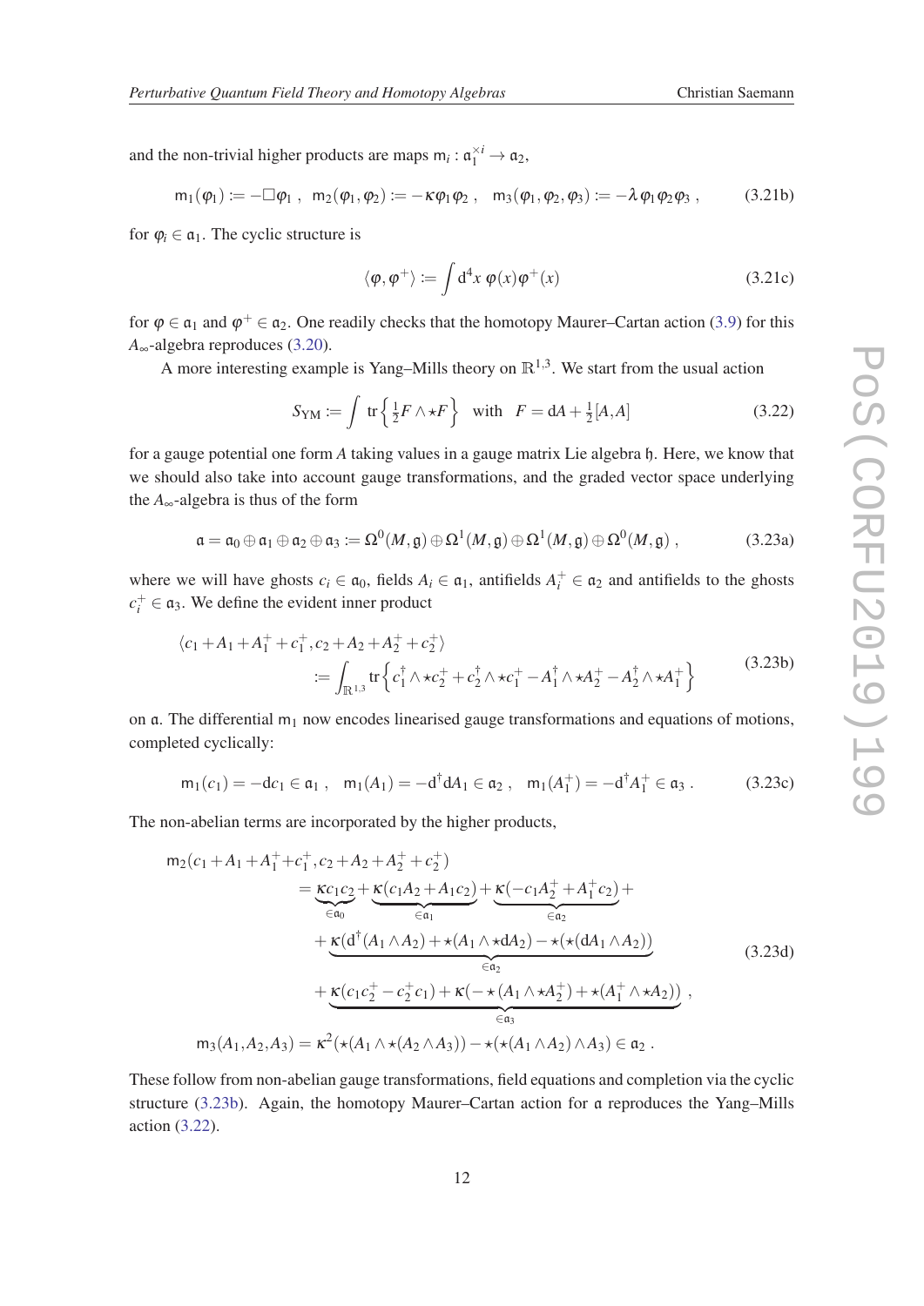and the non-trivial higher products are maps $\mathsf{m}_i : \mathfrak{a}_1^{\times i} \to \mathfrak{a}_2$,

$$\mathsf{m}_1(\varphi_1) := -\Box\varphi_1 \ , \quad \mathsf{m}_2(\varphi_1,\varphi_2) := -\kappa\varphi_1\varphi_2 \ , \quad \mathsf{m}_3(\varphi_1,\varphi_2,\varphi_3) := -\lambda\,\varphi_1\varphi_2\varphi_3 \ , \tag{3.21b}$$

for $\varphi_i \in \mathfrak{a}_1$. The cyclic structure is

$$\langle \varphi, \varphi^+ \rangle := \int \mathrm{d}^4 x \ \varphi(x)\varphi^+(x) \tag{3.21c}$$

for $\varphi \in \mathfrak{a}_1$ and $\varphi^+ \in \mathfrak{a}_2$. One readily checks that the homotopy Maurer–Cartan action (3.9) for this $A_\infty$-algebra reproduces (3.20).

A more interesting example is Yang–Mills theory on $\mathbb{R}^{1,3}$. We start from the usual action

$$S_{\mathrm{YM}} := \int \ \mathrm{tr}\left\{ \tfrac{1}{2} F \wedge \star F \right\} \quad \text{with} \quad F = \mathrm{d}A + \tfrac{1}{2}[A,A] \tag{3.22}$$

for a gauge potential one form $A$ taking values in a gauge matrix Lie algebra $\mathfrak{h}$. Here, we know that we should also take into account gauge transformations, and the graded vector space underlying the $A_\infty$-algebra is thus of the form

$$\mathfrak{a} = \mathfrak{a}_0 \oplus \mathfrak{a}_1 \oplus \mathfrak{a}_2 \oplus \mathfrak{a}_3 := \Omega^0(M,\mathfrak{g}) \oplus \Omega^1(M,\mathfrak{g}) \oplus \Omega^1(M,\mathfrak{g}) \oplus \Omega^0(M,\mathfrak{g}) \ , \tag{3.23a}$$

where we will have ghosts $c_i \in \mathfrak{a}_0$, fields $A_i \in \mathfrak{a}_1$, antifields $A_i^+ \in \mathfrak{a}_2$ and antifields to the ghosts $c_i^+ \in \mathfrak{a}_3$. We define the evident inner product

$$\begin{aligned} &\langle c_1 + A_1 + A_1^+ + c_1^+, c_2 + A_2 + A_2^+ + c_2^+ \rangle \\ &\qquad := \int_{\mathbb{R}^{1,3}} \mathrm{tr}\left\{ c_1^\dagger \wedge \star c_2^+ + c_2^\dagger \wedge \star c_1^+ - A_1^\dagger \wedge \star A_2^+ - A_2^\dagger \wedge \star A_1^+ \right\} \end{aligned} \tag{3.23b}$$

on $\mathfrak{a}$. The differential $\mathsf{m}_1$ now encodes linearised gauge transformations and equations of motions, completed cyclically:

$$\mathsf{m}_1(c_1) = -\mathrm{d}c_1 \in \mathfrak{a}_1 \ , \quad \mathsf{m}_1(A_1) = -\mathrm{d}^\dagger \mathrm{d}A_1 \in \mathfrak{a}_2 \ , \quad \mathsf{m}_1(A_1^+) = -\mathrm{d}^\dagger A_1^+ \in \mathfrak{a}_3 \ . \tag{3.23c}$$

The non-abelian terms are incorporated by the higher products,

$$\begin{aligned} \mathsf{m}_2(c_1 + A_1 + A_1^+ &+ c_1^+, c_2 + A_2 + A_2^+ + c_2^+) \\ &= \underbrace{\kappa c_1 c_2}_{\in \mathfrak{a}_0} + \underbrace{\kappa(c_1 A_2 + A_1 c_2)}_{\in \mathfrak{a}_1} + \underbrace{\kappa(-c_1 A_2^+ + A_1^+ c_2)}_{\in \mathfrak{a}_2} + \\ &\quad + \underbrace{\kappa(\mathrm{d}^\dagger(A_1 \wedge A_2) + \star(A_1 \wedge \star \mathrm{d}A_2) - \star(\star(\mathrm{d}A_1 \wedge A_2))}_{\in \mathfrak{a}_2} \\ &\quad + \underbrace{\kappa(c_1 c_2^+ - c_2^+ c_1) + \kappa(-\star(A_1 \wedge \star A_2^+) + \star(A_1^+ \wedge \star A_2))}_{\in \mathfrak{a}_3} \ , \\ \mathsf{m}_3(A_1,A_2,A_3) &= \kappa^2(\star(A_1 \wedge \star(A_2 \wedge A_3)) - \star(\star(A_1 \wedge A_2) \wedge A_3) \in \mathfrak{a}_2 \ . \end{aligned} \tag{3.23d}$$

These follow from non-abelian gauge transformations, field equations and completion via the cyclic structure (3.23b). Again, the homotopy Maurer–Cartan action for $\mathfrak{a}$ reproduces the Yang–Mills action (3.22).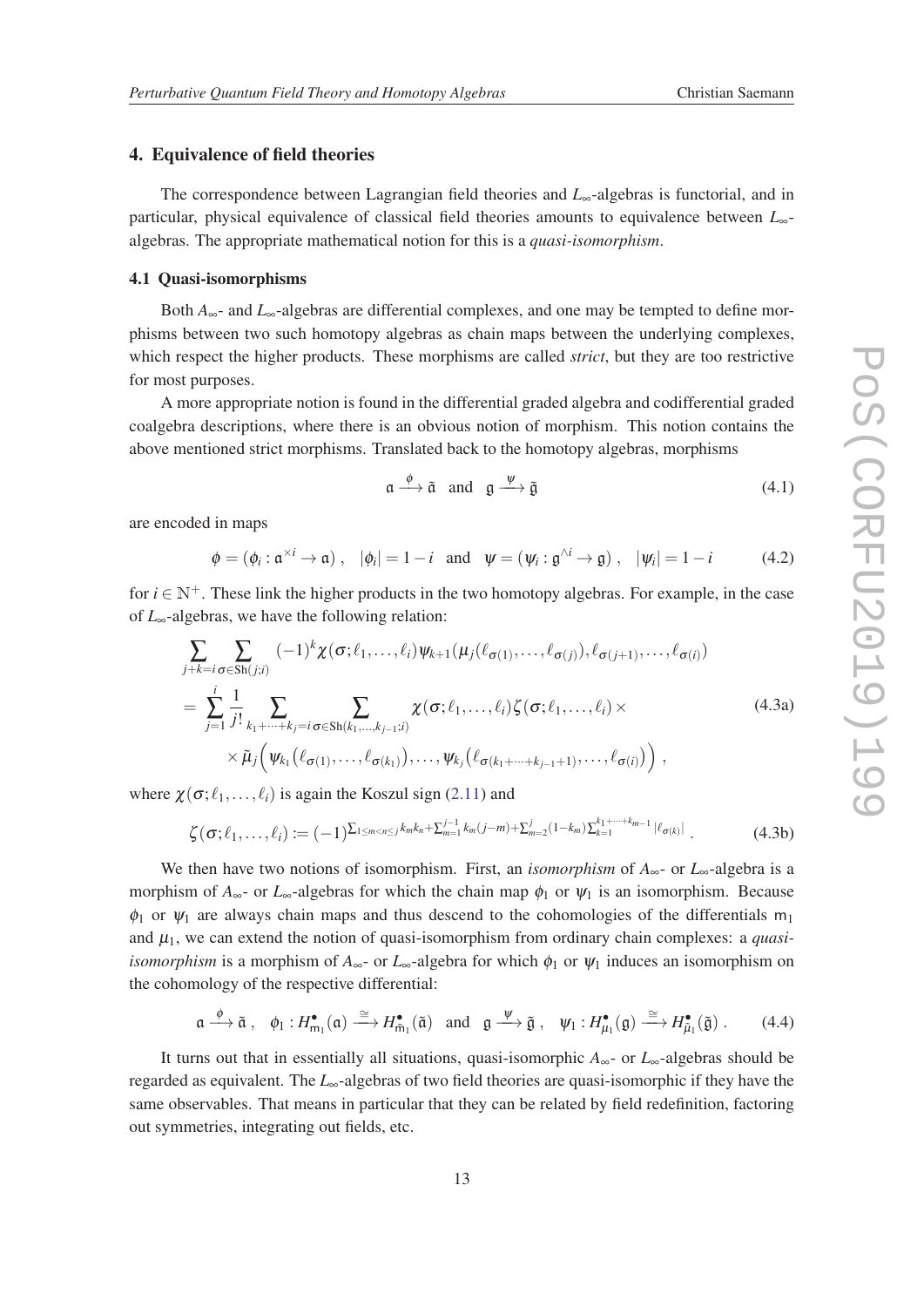## 4. Equivalence of field theories

The correspondence between Lagrangian field theories and $L_\infty$-algebras is functorial, and in particular, physical equivalence of classical field theories amounts to equivalence between $L_\infty$-algebras. The appropriate mathematical notion for this is a *quasi-isomorphism*.

### 4.1 Quasi-isomorphisms

Both $A_\infty$- and $L_\infty$-algebras are differential complexes, and one may be tempted to define morphisms between two such homotopy algebras as chain maps between the underlying complexes, which respect the higher products. These morphisms are called *strict*, but they are too restrictive for most purposes.

A more appropriate notion is found in the differential graded algebra and codifferential graded coalgebra descriptions, where there is an obvious notion of morphism. This notion contains the above mentioned strict morphisms. Translated back to the homotopy algebras, morphisms

$$\mathfrak{a} \xrightarrow{\ \phi\ } \tilde{\mathfrak{a}} \quad \text{and} \quad \mathfrak{g} \xrightarrow{\ \psi\ } \tilde{\mathfrak{g}} \tag{4.1}$$

are encoded in maps

$$\phi = (\phi_i : \mathfrak{a}^{\times i} \to \mathfrak{a})\ , \quad |\phi_i| = 1 - i \quad \text{and} \quad \psi = (\psi_i : \mathfrak{g}^{\wedge i} \to \mathfrak{g})\ , \quad |\psi_i| = 1 - i \tag{4.2}$$

for $i \in \mathbb{N}^+$. These link the higher products in the two homotopy algebras. For example, in the case of $L_\infty$-algebras, we have the following relation:

$$\begin{aligned}
&\sum_{j+k=i} \sum_{\sigma \in \mathrm{Sh}(j;i)} (-1)^k \chi(\sigma; \ell_1, \ldots, \ell_i) \psi_{k+1}(\mu_j(\ell_{\sigma(1)}, \ldots, \ell_{\sigma(j)}), \ell_{\sigma(j+1)}, \ldots, \ell_{\sigma(i)}) \\
&\quad = \sum_{j=1}^{i} \frac{1}{j!} \sum_{k_1+\cdots+k_j=i} \sum_{\sigma \in \mathrm{Sh}(k_1,\ldots,k_{j-1};i)} \chi(\sigma; \ell_1, \ldots, \ell_i) \zeta(\sigma; \ell_1, \ldots, \ell_i) \times \\
&\qquad \times \tilde{\mu}_j\Big(\psi_{k_1}\big(\ell_{\sigma(1)}, \ldots, \ell_{\sigma(k_1)}\big), \ldots, \psi_{k_j}\big(\ell_{\sigma(k_1+\cdots+k_{j-1}+1)}, \ldots, \ell_{\sigma(i)}\big)\Big)\ ,
\end{aligned} \tag{4.3a}$$

where $\chi(\sigma; \ell_1, \ldots, \ell_i)$ is again the Koszul sign (2.11) and

$$\zeta(\sigma; \ell_1, \ldots, \ell_i) := (-1)^{\sum_{1 \le m < n \le j} k_m k_n + \sum_{m=1}^{j-1} k_m (j-m) + \sum_{m=2}^{j} (1-k_m) \sum_{k=1}^{k_1+\cdots+k_{m-1}} |\ell_{\sigma(k)}|}\ . \tag{4.3b}$$

We then have two notions of isomorphism. First, an *isomorphism* of $A_\infty$- or $L_\infty$-algebra is a morphism of $A_\infty$- or $L_\infty$-algebras for which the chain map $\phi_1$ or $\psi_1$ is an isomorphism. Because $\phi_1$ or $\psi_1$ are always chain maps and thus descend to the cohomologies of the differentials $\mathsf{m}_1$ and $\mu_1$, we can extend the notion of quasi-isomorphism from ordinary chain complexes: a *quasi-isomorphism* is a morphism of $A_\infty$- or $L_\infty$-algebra for which $\phi_1$ or $\psi_1$ induces an isomorphism on the cohomology of the respective differential:

$$\mathfrak{a} \xrightarrow{\ \phi\ } \tilde{\mathfrak{a}}\ , \quad \phi_1 : H^\bullet_{\mathsf{m}_1}(\mathfrak{a}) \xrightarrow{\ \cong\ } H^\bullet_{\tilde{\mathsf{m}}_1}(\tilde{\mathfrak{a}}) \quad \text{and} \quad \mathfrak{g} \xrightarrow{\ \psi\ } \tilde{\mathfrak{g}}\ , \quad \psi_1 : H^\bullet_{\mu_1}(\mathfrak{g}) \xrightarrow{\ \cong\ } H^\bullet_{\tilde{\mu}_1}(\tilde{\mathfrak{g}})\ . \tag{4.4}$$

It turns out that in essentially all situations, quasi-isomorphic $A_\infty$- or $L_\infty$-algebras should be regarded as equivalent. The $L_\infty$-algebras of two field theories are quasi-isomorphic if they have the same observables. That means in particular that they can be related by field redefinition, factoring out symmetries, integrating out fields, etc.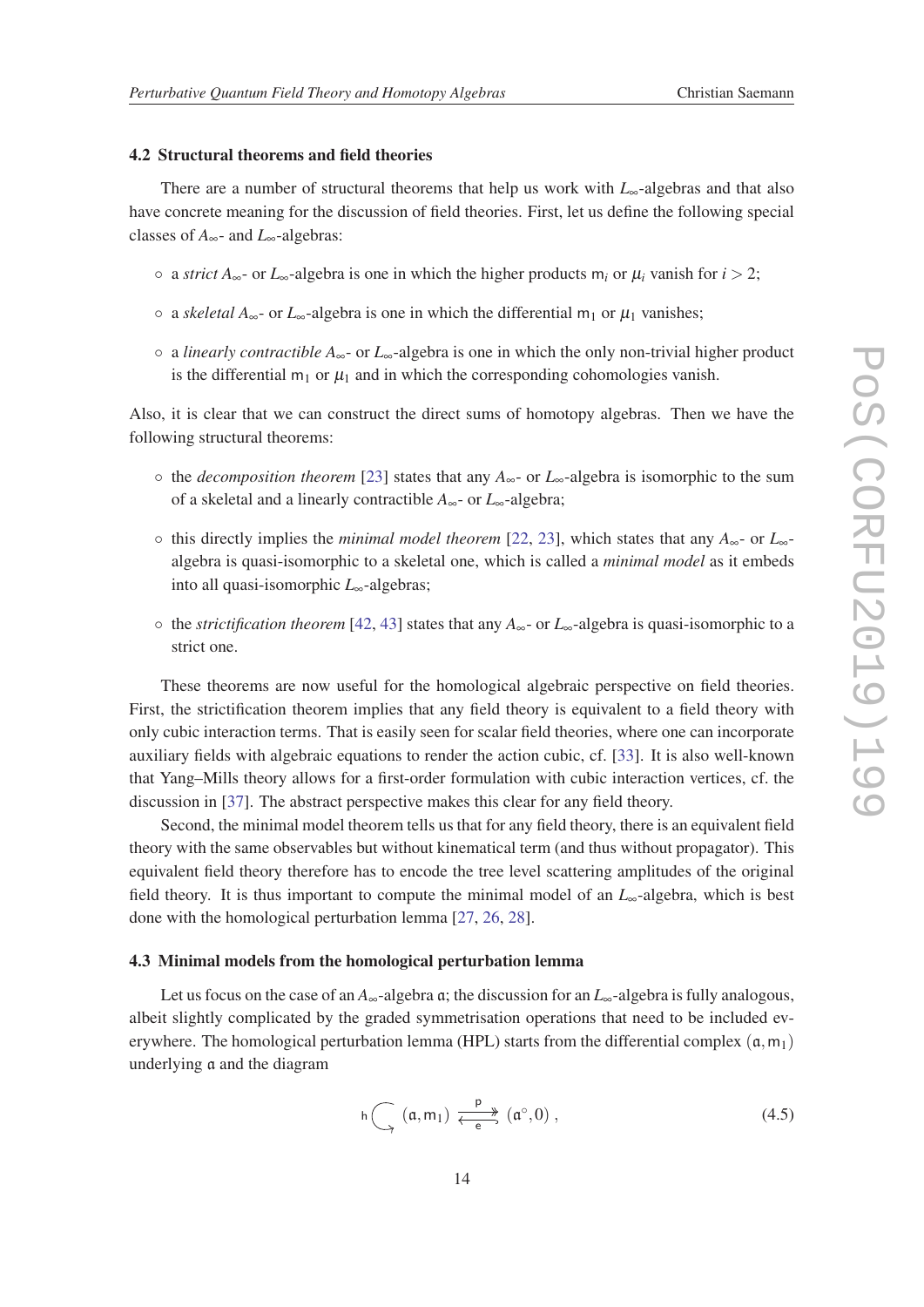### 4.2 Structural theorems and field theories

There are a number of structural theorems that help us work with $L_\infty$-algebras and that also have concrete meaning for the discussion of field theories. First, let us define the following special classes of $A_\infty$- and $L_\infty$-algebras:

- a *strict* $A_\infty$- or $L_\infty$-algebra is one in which the higher products $\mathsf{m}_i$ or $\mu_i$ vanish for $i > 2$;
- a *skeletal* $A_\infty$- or $L_\infty$-algebra is one in which the differential $\mathsf{m}_1$ or $\mu_1$ vanishes;
- a *linearly contractible* $A_\infty$- or $L_\infty$-algebra is one in which the only non-trivial higher product is the differential $\mathsf{m}_1$ or $\mu_1$ and in which the corresponding cohomologies vanish.

Also, it is clear that we can construct the direct sums of homotopy algebras. Then we have the following structural theorems:

- the *decomposition theorem* [23] states that any $A_\infty$- or $L_\infty$-algebra is isomorphic to the sum of a skeletal and a linearly contractible $A_\infty$- or $L_\infty$-algebra;
- this directly implies the *minimal model theorem* [22, 23], which states that any $A_\infty$- or $L_\infty$-algebra is quasi-isomorphic to a skeletal one, which is called a *minimal model* as it embeds into all quasi-isomorphic $L_\infty$-algebras;
- the *strictification theorem* [42, 43] states that any $A_\infty$- or $L_\infty$-algebra is quasi-isomorphic to a strict one.

These theorems are now useful for the homological algebraic perspective on field theories. First, the strictification theorem implies that any field theory is equivalent to a field theory with only cubic interaction terms. That is easily seen for scalar field theories, where one can incorporate auxiliary fields with algebraic equations to render the action cubic, cf. [33]. It is also well-known that Yang–Mills theory allows for a first-order formulation with cubic interaction vertices, cf. the discussion in [37]. The abstract perspective makes this clear for any field theory.

Second, the minimal model theorem tells us that for any field theory, there is an equivalent field theory with the same observables but without kinematical term (and thus without propagator). This equivalent field theory therefore has to encode the tree level scattering amplitudes of the original field theory. It is thus important to compute the minimal model of an $L_\infty$-algebra, which is best done with the homological perturbation lemma [27, 26, 28].

### 4.3 Minimal models from the homological perturbation lemma

Let us focus on the case of an $A_\infty$-algebra $\mathfrak{a}$; the discussion for an $L_\infty$-algebra is fully analogous, albeit slightly complicated by the graded symmetrisation operations that need to be included everywhere. The homological perturbation lemma (HPL) starts from the differential complex $(\mathfrak{a}, \mathsf{m}_1)$ underlying $\mathfrak{a}$ and the diagram

$$
\mathsf{h} \circlearrowright (\mathfrak{a}, \mathsf{m}_1) \underset{\mathsf{e}}{\overset{\mathsf{p}}{\rightleftarrows}} (\mathfrak{a}^\circ, 0) , \tag{4.5}
$$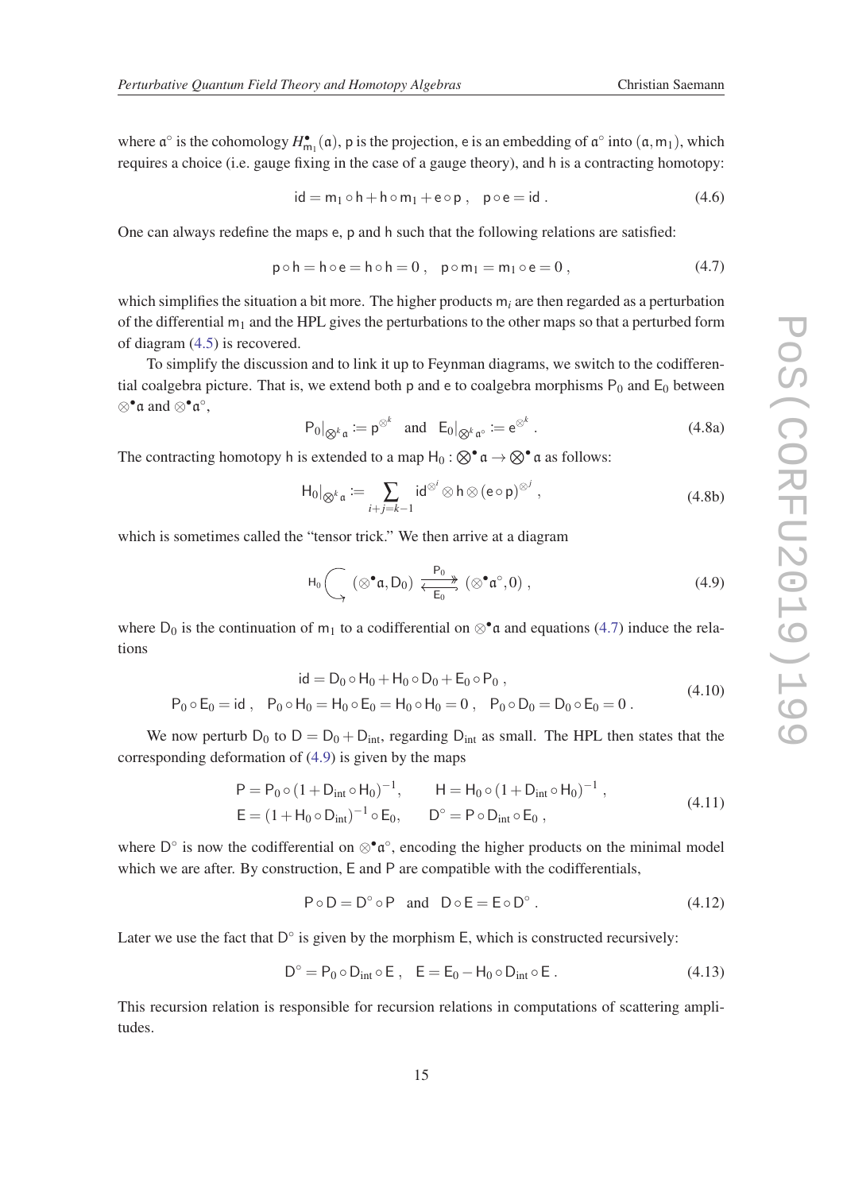where $\mathfrak{a}^\circ$ is the cohomology $H^\bullet_{\mathsf{m}_1}(\mathfrak{a})$, $\mathsf{p}$ is the projection, $\mathsf{e}$ is an embedding of $\mathfrak{a}^\circ$ into $(\mathfrak{a},\mathsf{m}_1)$, which requires a choice (i.e. gauge fixing in the case of a gauge theory), and $\mathsf{h}$ is a contracting homotopy:

$$\mathsf{id} = \mathsf{m}_1 \circ \mathsf{h} + \mathsf{h} \circ \mathsf{m}_1 + \mathsf{e} \circ \mathsf{p}\ , \quad \mathsf{p} \circ \mathsf{e} = \mathsf{id}\ . \tag{4.6}$$

One can always redefine the maps $\mathsf{e}$, $\mathsf{p}$ and $\mathsf{h}$ such that the following relations are satisfied:

$$\mathsf{p} \circ \mathsf{h} = \mathsf{h} \circ \mathsf{e} = \mathsf{h} \circ \mathsf{h} = 0\ , \quad \mathsf{p} \circ \mathsf{m}_1 = \mathsf{m}_1 \circ \mathsf{e} = 0\ , \tag{4.7}$$

which simplifies the situation a bit more. The higher products $\mathsf{m}_i$ are then regarded as a perturbation of the differential $\mathsf{m}_1$ and the HPL gives the perturbations to the other maps so that a perturbed form of diagram (4.5) is recovered.

To simplify the discussion and to link it up to Feynman diagrams, we switch to the codifferential coalgebra picture. That is, we extend both $\mathsf{p}$ and $\mathsf{e}$ to coalgebra morphisms $\mathsf{P}_0$ and $\mathsf{E}_0$ between $\otimes^\bullet \mathfrak{a}$ and $\otimes^\bullet \mathfrak{a}^\circ$,

$$\mathsf{P}_0|_{\otimes^k \mathfrak{a}} := \mathsf{p}^{\otimes^k} \quad \text{and} \quad \mathsf{E}_0|_{\otimes^k \mathfrak{a}^\circ} := \mathsf{e}^{\otimes^k}\ . \tag{4.8a}$$

The contracting homotopy $\mathsf{h}$ is extended to a map $\mathsf{H}_0 : \bigotimes^\bullet \mathfrak{a} \to \bigotimes^\bullet \mathfrak{a}$ as follows:

$$\mathsf{H}_0|_{\otimes^k \mathfrak{a}} := \sum_{i+j=k-1} \mathsf{id}^{\otimes^i} \otimes \mathsf{h} \otimes (\mathsf{e} \circ \mathsf{p})^{\otimes^j}\ , \tag{4.8b}$$

which is sometimes called the "tensor trick." We then arrive at a diagram

$$\mathsf{H}_0 \circlearrowright (\otimes^\bullet \mathfrak{a}, \mathsf{D}_0) \underset{\mathsf{E}_0}{\overset{\mathsf{P}_0}{\rightleftarrows}} (\otimes^\bullet \mathfrak{a}^\circ, 0)\ , \tag{4.9}$$

where $\mathsf{D}_0$ is the continuation of $\mathsf{m}_1$ to a codifferential on $\otimes^\bullet \mathfrak{a}$ and equations (4.7) induce the relations

$$\begin{gathered}
\mathsf{id} = \mathsf{D}_0 \circ \mathsf{H}_0 + \mathsf{H}_0 \circ \mathsf{D}_0 + \mathsf{E}_0 \circ \mathsf{P}_0\ , \\
\mathsf{P}_0 \circ \mathsf{E}_0 = \mathsf{id}\ , \quad \mathsf{P}_0 \circ \mathsf{H}_0 = \mathsf{H}_0 \circ \mathsf{E}_0 = \mathsf{H}_0 \circ \mathsf{H}_0 = 0\ , \quad \mathsf{P}_0 \circ \mathsf{D}_0 = \mathsf{D}_0 \circ \mathsf{E}_0 = 0\ .
\end{gathered} \tag{4.10}$$

We now perturb $\mathsf{D}_0$ to $\mathsf{D} = \mathsf{D}_0 + \mathsf{D}_{\text{int}}$, regarding $\mathsf{D}_{\text{int}}$ as small. The HPL then states that the corresponding deformation of (4.9) is given by the maps

$$\begin{aligned}
\mathsf{P} &= \mathsf{P}_0 \circ (1 + \mathsf{D}_{\text{int}} \circ \mathsf{H}_0)^{-1}, & \mathsf{H} &= \mathsf{H}_0 \circ (1 + \mathsf{D}_{\text{int}} \circ \mathsf{H}_0)^{-1}\ , \\
\mathsf{E} &= (1 + \mathsf{H}_0 \circ \mathsf{D}_{\text{int}})^{-1} \circ \mathsf{E}_0, & \mathsf{D}^\circ &= \mathsf{P} \circ \mathsf{D}_{\text{int}} \circ \mathsf{E}_0\ ,
\end{aligned} \tag{4.11}$$

where $\mathsf{D}^\circ$ is now the codifferential on $\otimes^\bullet \mathfrak{a}^\circ$, encoding the higher products on the minimal model which we are after. By construction, $\mathsf{E}$ and $\mathsf{P}$ are compatible with the codifferentials,

$$\mathsf{P} \circ \mathsf{D} = \mathsf{D}^\circ \circ \mathsf{P} \quad \text{and} \quad \mathsf{D} \circ \mathsf{E} = \mathsf{E} \circ \mathsf{D}^\circ\ . \tag{4.12}$$

Later we use the fact that $\mathsf{D}^\circ$ is given by the morphism $\mathsf{E}$, which is constructed recursively:

$$\mathsf{D}^\circ = \mathsf{P}_0 \circ \mathsf{D}_{\text{int}} \circ \mathsf{E}\ , \quad \mathsf{E} = \mathsf{E}_0 - \mathsf{H}_0 \circ \mathsf{D}_{\text{int}} \circ \mathsf{E}\ . \tag{4.13}$$

This recursion relation is responsible for recursion relations in computations of scattering amplitudes.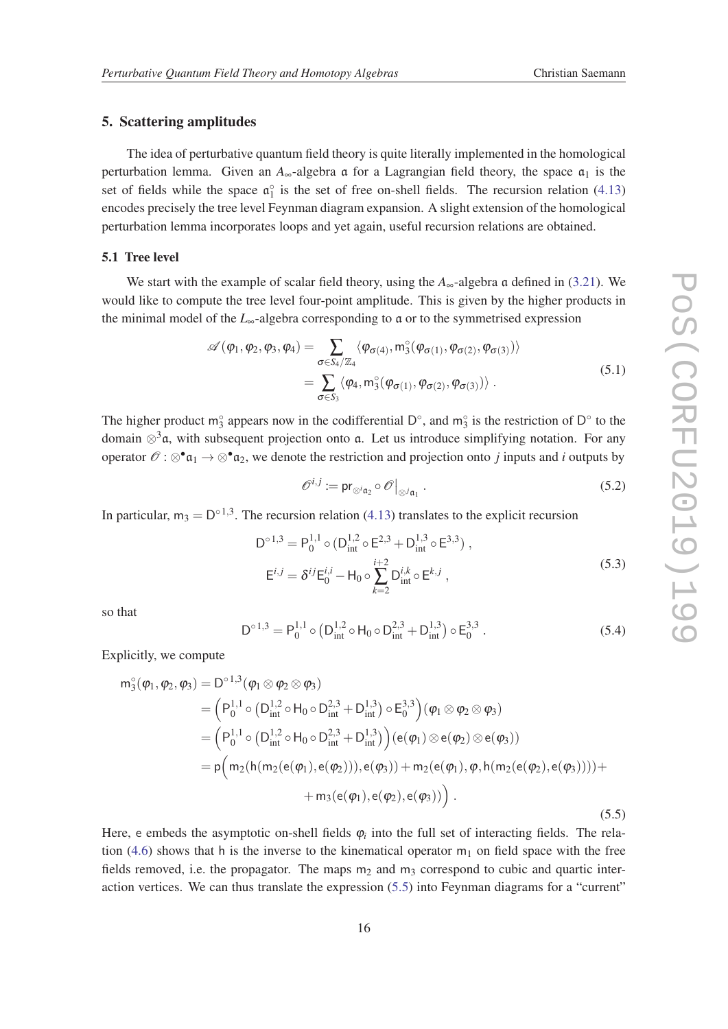## 5. Scattering amplitudes

The idea of perturbative quantum field theory is quite literally implemented in the homological perturbation lemma. Given an $A_\infty$-algebra $\mathfrak{a}$ for a Lagrangian field theory, the space $\mathfrak{a}_1$ is the set of fields while the space $\mathfrak{a}_1^\circ$ is the set of free on-shell fields. The recursion relation (4.13) encodes precisely the tree level Feynman diagram expansion. A slight extension of the homological perturbation lemma incorporates loops and yet again, useful recursion relations are obtained.

### 5.1 Tree level

We start with the example of scalar field theory, using the $A_\infty$-algebra $\mathfrak{a}$ defined in (3.21). We would like to compute the tree level four-point amplitude. This is given by the higher products in the minimal model of the $L_\infty$-algebra corresponding to $\mathfrak{a}$ or to the symmetrised expression

$$
\begin{aligned}
\mathscr{A}(\varphi_1,\varphi_2,\varphi_3,\varphi_4) &= \sum_{\sigma\in S_4/\mathbb{Z}_4} \langle \varphi_{\sigma(4)}, \mathsf{m}_3^\circ(\varphi_{\sigma(1)},\varphi_{\sigma(2)},\varphi_{\sigma(3)})\rangle \\
&= \sum_{\sigma\in S_3} \langle \varphi_4, \mathsf{m}_3^\circ(\varphi_{\sigma(1)},\varphi_{\sigma(2)},\varphi_{\sigma(3)})\rangle \ .
\end{aligned} \tag{5.1}
$$

The higher product $\mathsf{m}_3^\circ$ appears now in the codifferential $\mathsf{D}^\circ$, and $\mathsf{m}_3^\circ$ is the restriction of $\mathsf{D}^\circ$ to the domain $\otimes^3\mathfrak{a}$, with subsequent projection onto $\mathfrak{a}$. Let us introduce simplifying notation. For any operator $\mathscr{O}:\otimes^\bullet\mathfrak{a}_1\to\otimes^\bullet\mathfrak{a}_2$, we denote the restriction and projection onto $j$ inputs and $i$ outputs by

$$
\mathscr{O}^{i,j} := \mathsf{pr}_{\otimes^i\mathfrak{a}_2}\circ\mathscr{O}\big|_{\otimes^j\mathfrak{a}_1} \ . \tag{5.2}
$$

In particular, $\mathsf{m}_3 = \mathsf{D}^{\circ\,1,3}$. The recursion relation (4.13) translates to the explicit recursion

$$
\begin{aligned}
\mathsf{D}^{\circ\,1,3} &= \mathsf{P}_0^{1,1}\circ(\mathsf{D}_{\rm int}^{1,2}\circ\mathsf{E}^{2,3}+\mathsf{D}_{\rm int}^{1,3}\circ\mathsf{E}^{3,3}) \ , \\
\mathsf{E}^{i,j} &= \delta^{ij}\mathsf{E}_0^{i,i} - \mathsf{H}_0\circ\sum_{k=2}^{i+2}\mathsf{D}_{\rm int}^{i,k}\circ\mathsf{E}^{k,j} \ ,
\end{aligned} \tag{5.3}
$$

so that

$$
\mathsf{D}^{\circ\,1,3} = \mathsf{P}_0^{1,1}\circ\left(\mathsf{D}_{\rm int}^{1,2}\circ\mathsf{H}_0\circ\mathsf{D}_{\rm int}^{2,3}+\mathsf{D}_{\rm int}^{1,3}\right)\circ\mathsf{E}_0^{3,3} \ . \tag{5.4}
$$

Explicitly, we compute

$$
\begin{aligned}
\mathsf{m}_3^\circ(\varphi_1,\varphi_2,\varphi_3) &= \mathsf{D}^{\circ\,1,3}(\varphi_1\otimes\varphi_2\otimes\varphi_3) \\
&= \left(\mathsf{P}_0^{1,1}\circ\left(\mathsf{D}_{\rm int}^{1,2}\circ\mathsf{H}_0\circ\mathsf{D}_{\rm int}^{2,3}+\mathsf{D}_{\rm int}^{1,3}\right)\circ\mathsf{E}_0^{3,3}\right)(\varphi_1\otimes\varphi_2\otimes\varphi_3) \\
&= \left(\mathsf{P}_0^{1,1}\circ\left(\mathsf{D}_{\rm int}^{1,2}\circ\mathsf{H}_0\circ\mathsf{D}_{\rm int}^{2,3}+\mathsf{D}_{\rm int}^{1,3}\right)\right)(\mathsf{e}(\varphi_1)\otimes\mathsf{e}(\varphi_2)\otimes\mathsf{e}(\varphi_3)) \\
&= \mathsf{p}\Big(\mathsf{m}_2(\mathsf{h}(\mathsf{m}_2(\mathsf{e}(\varphi_1),\mathsf{e}(\varphi_2))),\mathsf{e}(\varphi_3))+\mathsf{m}_2(\mathsf{e}(\varphi_1),\varphi,\mathsf{h}(\mathsf{m}_2(\mathsf{e}(\varphi_2),\mathsf{e}(\varphi_3))))+ \\
&\qquad\qquad +\mathsf{m}_3(\mathsf{e}(\varphi_1),\mathsf{e}(\varphi_2),\mathsf{e}(\varphi_3))\Big) \ .
\end{aligned} \tag{5.5}
$$

Here, $\mathsf{e}$ embeds the asymptotic on-shell fields $\varphi_i$ into the full set of interacting fields. The relation (4.6) shows that $\mathsf{h}$ is the inverse to the kinematical operator $\mathsf{m}_1$ on field space with the free fields removed, i.e. the propagator. The maps $\mathsf{m}_2$ and $\mathsf{m}_3$ correspond to cubic and quartic interaction vertices. We can thus translate the expression (5.5) into Feynman diagrams for a "current"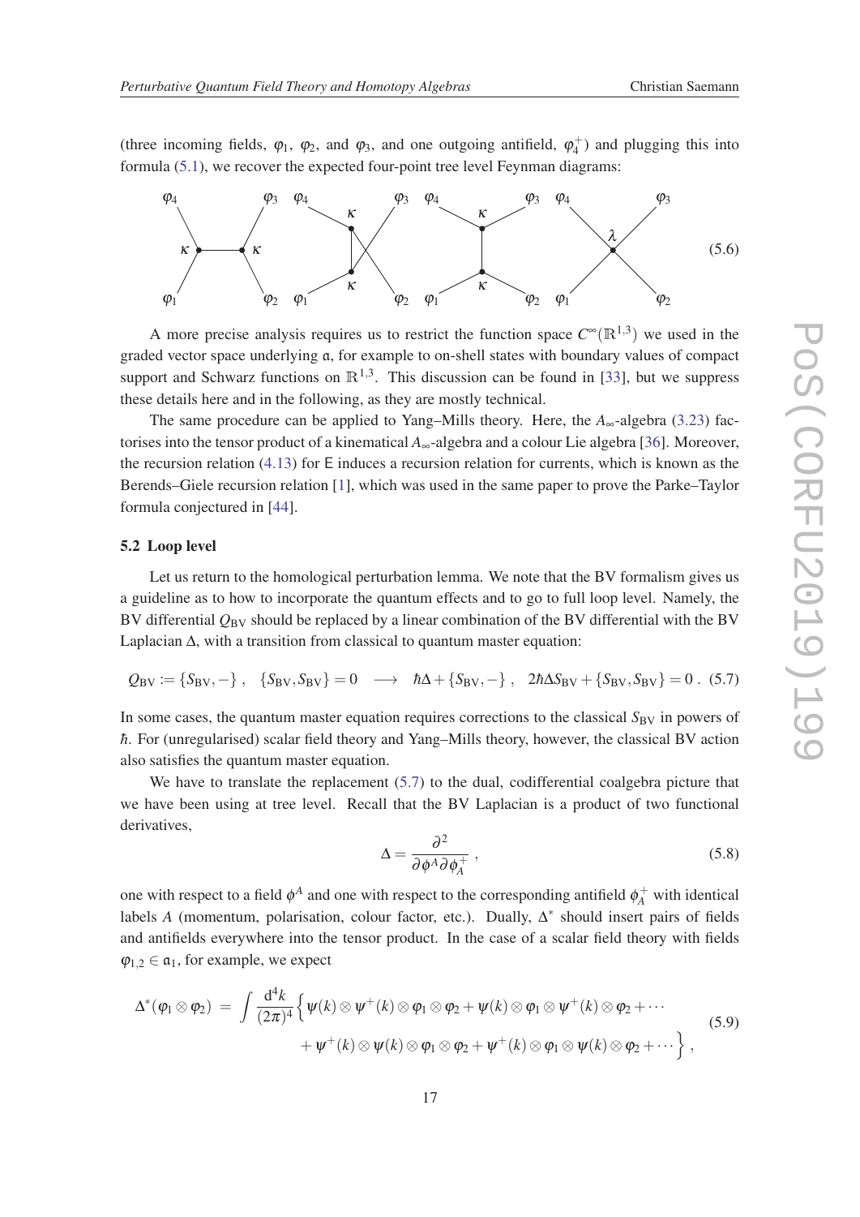(three incoming fields, $\varphi_1$, $\varphi_2$, and $\varphi_3$, and one outgoing antifield, $\varphi_4^+$) and plugging this into formula (5.1), we recover the expected four-point tree level Feynman diagrams:

$$
\text{(Feynman diagrams with external legs } \varphi_1, \varphi_2, \varphi_3, \varphi_4 \text{: three exchange diagrams with vertices } \kappa, \kappa \text{ and one contact diagram with vertex } \lambda) \tag{5.6}
$$

A more precise analysis requires us to restrict the function space $C^\infty(\mathbb{R}^{1,3})$ we used in the graded vector space underlying $\mathfrak{a}$, for example to on-shell states with boundary values of compact support and Schwarz functions on $\mathbb{R}^{1,3}$. This discussion can be found in [33], but we suppress these details here and in the following, as they are mostly technical.

The same procedure can be applied to Yang–Mills theory. Here, the $A_\infty$-algebra (3.23) factorises into the tensor product of a kinematical $A_\infty$-algebra and a colour Lie algebra [36]. Moreover, the recursion relation (4.13) for $\mathsf{E}$ induces a recursion relation for currents, which is known as the Berends–Giele recursion relation [1], which was used in the same paper to prove the Parke–Taylor formula conjectured in [44].

### 5.2 Loop level

Let us return to the homological perturbation lemma. We note that the BV formalism gives us a guideline as to how to incorporate the quantum effects and to go to full loop level. Namely, the BV differential $Q_{\rm BV}$ should be replaced by a linear combination of the BV differential with the BV Laplacian $\Delta$, with a transition from classical to quantum master equation:

$$
Q_{\rm BV} := \{S_{\rm BV}, -\}~,\quad \{S_{\rm BV}, S_{\rm BV}\} = 0 \quad \longrightarrow \quad \hbar\Delta + \{S_{\rm BV}, -\}~,\quad 2\hbar\Delta S_{\rm BV} + \{S_{\rm BV}, S_{\rm BV}\} = 0~. \tag{5.7}
$$

In some cases, the quantum master equation requires corrections to the classical $S_{\rm BV}$ in powers of $\hbar$. For (unregularised) scalar field theory and Yang–Mills theory, however, the classical BV action also satisfies the quantum master equation.

We have to translate the replacement (5.7) to the dual, codifferential coalgebra picture that we have been using at tree level. Recall that the BV Laplacian is a product of two functional derivatives,

$$
\Delta = \frac{\partial^2}{\partial\phi^A \partial\phi_A^+}~, \tag{5.8}
$$

one with respect to a field $\phi^A$ and one with respect to the corresponding antifield $\phi_A^+$ with identical labels $A$ (momentum, polarisation, colour factor, etc.). Dually, $\Delta^*$ should insert pairs of fields and antifields everywhere into the tensor product. In the case of a scalar field theory with fields $\varphi_{1,2} \in \mathfrak{a}_1$, for example, we expect

$$
\begin{aligned}
\Delta^*(\varphi_1 \otimes \varphi_2) ~=~ \int \frac{\mathrm{d}^4 k}{(2\pi)^4} \Big\{ & \psi(k) \otimes \psi^+(k) \otimes \varphi_1 \otimes \varphi_2 + \psi(k) \otimes \varphi_1 \otimes \psi^+(k) \otimes \varphi_2 + \cdots \\
& + \psi^+(k) \otimes \psi(k) \otimes \varphi_1 \otimes \varphi_2 + \psi^+(k) \otimes \varphi_1 \otimes \psi(k) \otimes \varphi_2 + \cdots \Big\}~,
\end{aligned} \tag{5.9}
$$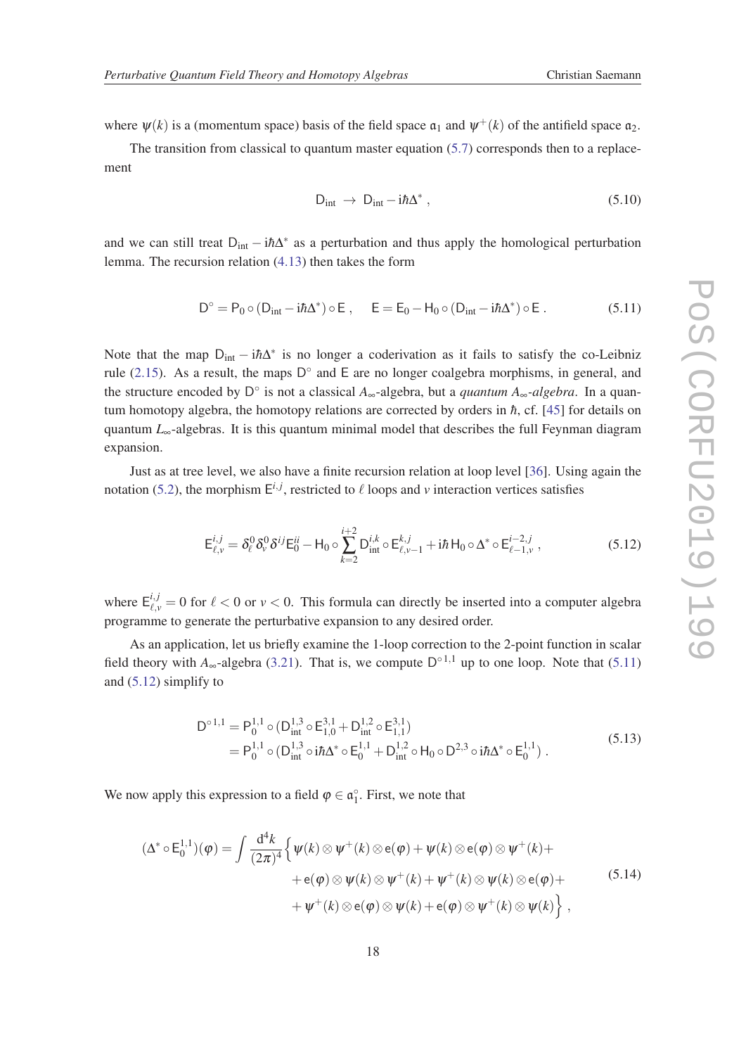where $\psi(k)$ is a (momentum space) basis of the field space $\mathfrak{a}_1$ and $\psi^+(k)$ of the antifield space $\mathfrak{a}_2$.

The transition from classical to quantum master equation (5.7) corresponds then to a replacement

$$
\mathsf{D}_{\mathrm{int}} \;\to\; \mathsf{D}_{\mathrm{int}} - \mathrm{i}\hbar\Delta^* \;, \tag{5.10}
$$

and we can still treat $\mathsf{D}_{\mathrm{int}} - \mathrm{i}\hbar\Delta^*$ as a perturbation and thus apply the homological perturbation lemma. The recursion relation (4.13) then takes the form

$$
\mathsf{D}^\circ = \mathsf{P}_0 \circ (\mathsf{D}_{\mathrm{int}} - \mathrm{i}\hbar\Delta^*) \circ \mathsf{E} \;, \qquad \mathsf{E} = \mathsf{E}_0 - \mathsf{H}_0 \circ (\mathsf{D}_{\mathrm{int}} - \mathrm{i}\hbar\Delta^*) \circ \mathsf{E} \;. \tag{5.11}
$$

Note that the map $\mathsf{D}_{\mathrm{int}} - \mathrm{i}\hbar\Delta^*$ is no longer a coderivation as it fails to satisfy the co-Leibniz rule (2.15). As a result, the maps $\mathsf{D}^\circ$ and $\mathsf{E}$ are no longer coalgebra morphisms, in general, and the structure encoded by $\mathsf{D}^\circ$ is not a classical $A_\infty$-algebra, but a *quantum* $A_\infty$*-algebra*. In a quantum homotopy algebra, the homotopy relations are corrected by orders in $\hbar$, cf. [45] for details on quantum $L_\infty$-algebras. It is this quantum minimal model that describes the full Feynman diagram expansion.

Just as at tree level, we also have a finite recursion relation at loop level [36]. Using again the notation (5.2), the morphism $\mathsf{E}^{i,j}$, restricted to $\ell$ loops and $v$ interaction vertices satisfies

$$
\mathsf{E}^{i,j}_{\ell,v} = \delta^0_\ell \delta^0_v \delta^{ij} \mathsf{E}^{ii}_0 - \mathsf{H}_0 \circ \sum_{k=2}^{i+2} \mathsf{D}^{i,k}_{\mathrm{int}} \circ \mathsf{E}^{k,j}_{\ell,v-1} + \mathrm{i}\hbar\, \mathsf{H}_0 \circ \Delta^* \circ \mathsf{E}^{i-2,j}_{\ell-1,v} \;, \tag{5.12}
$$

where $\mathsf{E}^{i,j}_{\ell,v} = 0$ for $\ell < 0$ or $v < 0$. This formula can directly be inserted into a computer algebra programme to generate the perturbative expansion to any desired order.

As an application, let us briefly examine the 1-loop correction to the 2-point function in scalar field theory with $A_\infty$-algebra (3.21). That is, we compute $\mathsf{D}^{\circ\,1,1}$ up to one loop. Note that (5.11) and (5.12) simplify to

$$
\begin{aligned}
\mathsf{D}^{\circ\,1,1} &= \mathsf{P}_0^{1,1} \circ (\mathsf{D}^{1,3}_{\mathrm{int}} \circ \mathsf{E}^{3,1}_{1,0} + \mathsf{D}^{1,2}_{\mathrm{int}} \circ \mathsf{E}^{3,1}_{1,1}) \\
&= \mathsf{P}_0^{1,1} \circ (\mathsf{D}^{1,3}_{\mathrm{int}} \circ \mathrm{i}\hbar\Delta^* \circ \mathsf{E}^{1,1}_0 + \mathsf{D}^{1,2}_{\mathrm{int}} \circ \mathsf{H}_0 \circ \mathsf{D}^{2,3} \circ \mathrm{i}\hbar\Delta^* \circ \mathsf{E}^{1,1}_0) \;.
\end{aligned} \tag{5.13}
$$

We now apply this expression to a field $\varphi \in \mathfrak{a}^\circ_1$. First, we note that

$$
\begin{aligned}
(\Delta^* \circ \mathsf{E}^{1,1}_0)(\varphi) = \int \frac{\mathrm{d}^4 k}{(2\pi)^4} \Big\{ & \psi(k) \otimes \psi^+(k) \otimes \mathsf{e}(\varphi) + \psi(k) \otimes \mathsf{e}(\varphi) \otimes \psi^+(k) + \\
&+ \mathsf{e}(\varphi) \otimes \psi(k) \otimes \psi^+(k) + \psi^+(k) \otimes \psi(k) \otimes \mathsf{e}(\varphi) + \\
&+ \psi^+(k) \otimes \mathsf{e}(\varphi) \otimes \psi(k) + \mathsf{e}(\varphi) \otimes \psi^+(k) \otimes \psi(k) \Big\} \;,
\end{aligned} \tag{5.14}
$$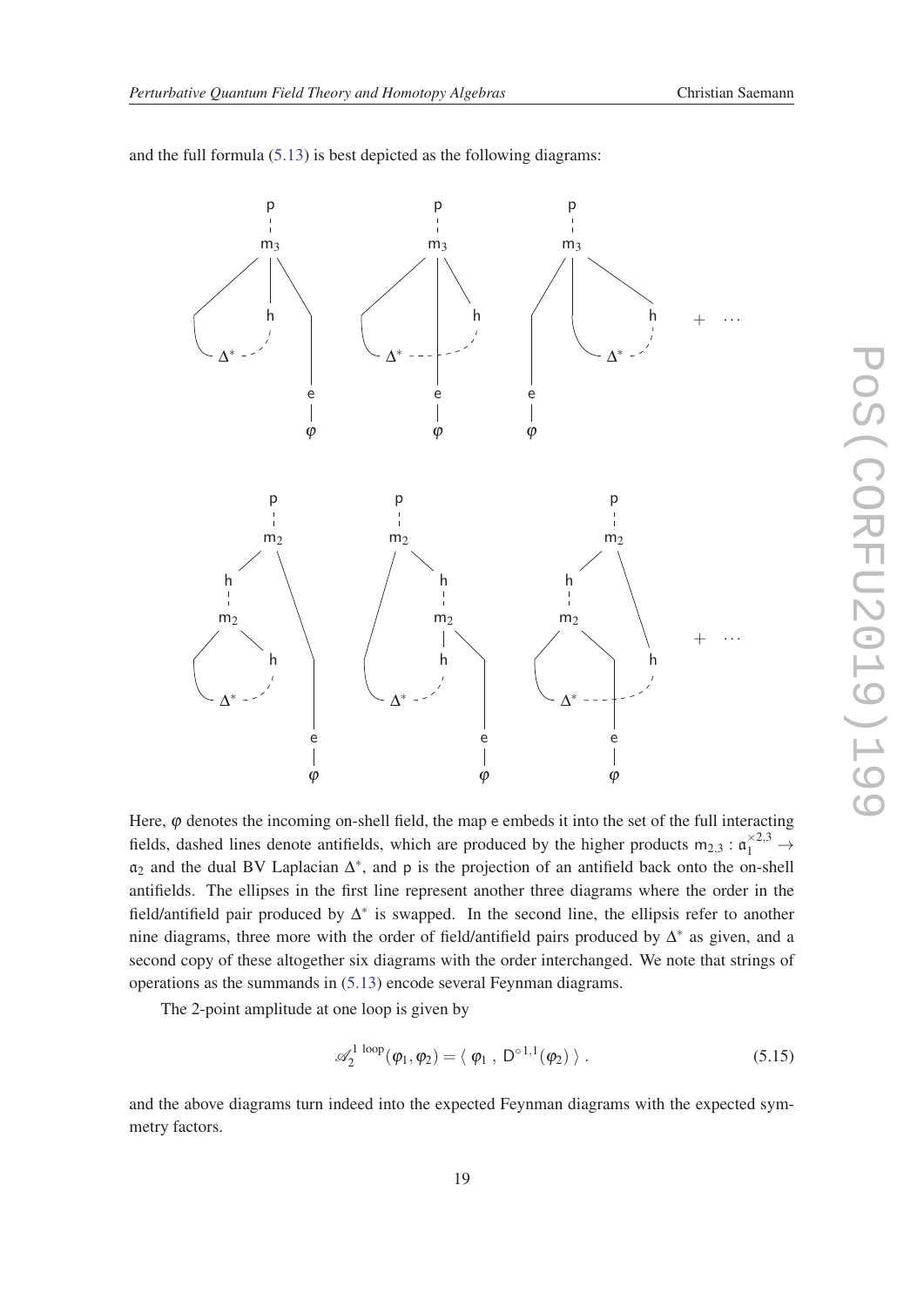and the full formula (5.13) is best depicted as the following diagrams:

Here, $\varphi$ denotes the incoming on-shell field, the map $\mathsf{e}$ embeds it into the set of the full interacting fields, dashed lines denote antifields, which are produced by the higher products $\mathsf{m}_{2,3} : \mathfrak{a}_1^{\times 2,3} \to \mathfrak{a}_2$ and the dual BV Laplacian $\Delta^*$, and $\mathsf{p}$ is the projection of an antifield back onto the on-shell antifields. The ellipses in the first line represent another three diagrams where the order in the field/antifield pair produced by $\Delta^*$ is swapped. In the second line, the ellipsis refer to another nine diagrams, three more with the order of field/antifield pairs produced by $\Delta^*$ as given, and a second copy of these altogether six diagrams with the order interchanged. We note that strings of operations as the summands in (5.13) encode several Feynman diagrams.

The 2-point amplitude at one loop is given by

$$\mathscr{A}_2^{1\ \text{loop}}(\varphi_1, \varphi_2) = \langle\ \varphi_1\ ,\ \mathsf{D}^{\circ 1,1}(\varphi_2)\ \rangle\ . \tag{5.15}$$

and the above diagrams turn indeed into the expected Feynman diagrams with the expected symmetry factors.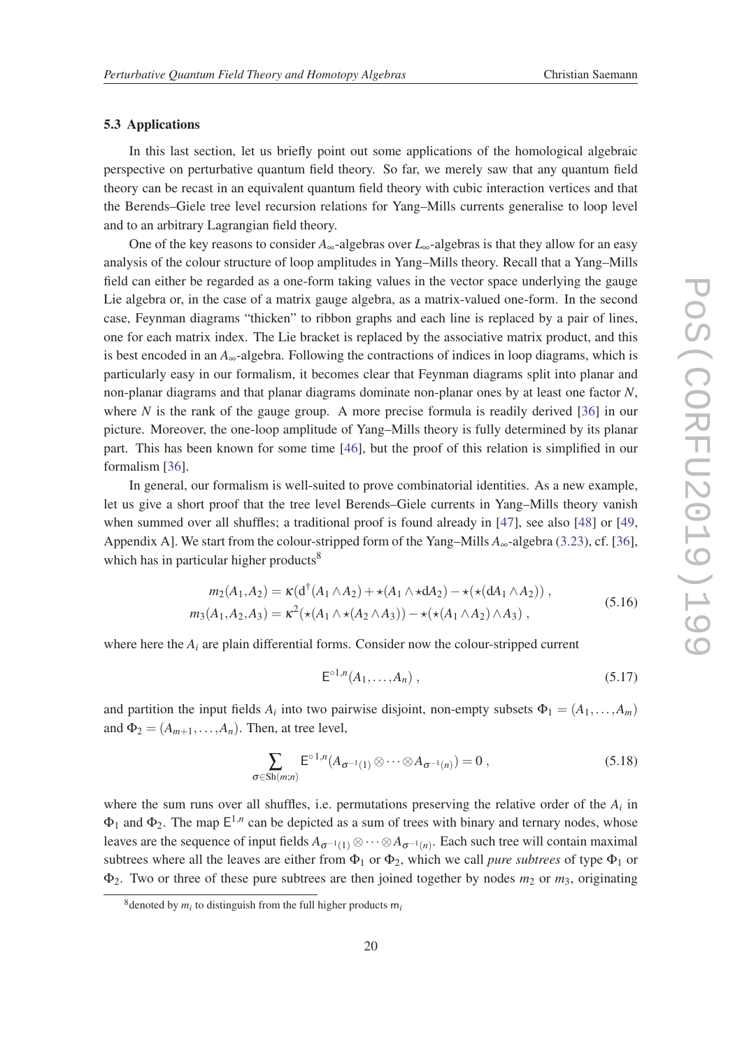### 5.3 Applications

In this last section, let us briefly point out some applications of the homological algebraic perspective on perturbative quantum field theory. So far, we merely saw that any quantum field theory can be recast in an equivalent quantum field theory with cubic interaction vertices and that the Berends–Giele tree level recursion relations for Yang–Mills currents generalise to loop level and to an arbitrary Lagrangian field theory.

One of the key reasons to consider $A_\infty$-algebras over $L_\infty$-algebras is that they allow for an easy analysis of the colour structure of loop amplitudes in Yang–Mills theory. Recall that a Yang–Mills field can either be regarded as a one-form taking values in the vector space underlying the gauge Lie algebra or, in the case of a matrix gauge algebra, as a matrix-valued one-form. In the second case, Feynman diagrams "thicken" to ribbon graphs and each line is replaced by a pair of lines, one for each matrix index. The Lie bracket is replaced by the associative matrix product, and this is best encoded in an $A_\infty$-algebra. Following the contractions of indices in loop diagrams, which is particularly easy in our formalism, it becomes clear that Feynman diagrams split into planar and non-planar diagrams and that planar diagrams dominate non-planar ones by at least one factor $N$, where $N$ is the rank of the gauge group. A more precise formula is readily derived [36] in our picture. Moreover, the one-loop amplitude of Yang–Mills theory is fully determined by its planar part. This has been known for some time [46], but the proof of this relation is simplified in our formalism [36].

In general, our formalism is well-suited to prove combinatorial identities. As a new example, let us give a short proof that the tree level Berends–Giele currents in Yang–Mills theory vanish when summed over all shuffles; a traditional proof is found already in [47], see also [48] or [49, Appendix A]. We start from the colour-stripped form of the Yang–Mills $A_\infty$-algebra (3.23), cf. [36], which has in particular higher products[8]

$$
\begin{aligned}
m_2(A_1,A_2) &= \kappa(\mathrm{d}^\dagger(A_1\wedge A_2)+\star(A_1\wedge\star\mathrm{d}A_2)-\star(\star(\mathrm{d}A_1\wedge A_2))\ ,\\
m_3(A_1,A_2,A_3) &= \kappa^2(\star(A_1\wedge\star(A_2\wedge A_3))-\star(\star(A_1\wedge A_2)\wedge A_3)\ ,
\end{aligned}
\tag{5.16}
$$

where here the $A_i$ are plain differential forms. Consider now the colour-stripped current

$$
\mathsf{E}^{\circ 1,n}(A_1,\ldots,A_n)\ , \tag{5.17}
$$

and partition the input fields $A_i$ into two pairwise disjoint, non-empty subsets $\Phi_1=(A_1,\ldots,A_m)$ and $\Phi_2=(A_{m+1},\ldots,A_n)$. Then, at tree level,

$$
\sum_{\sigma\in\mathrm{Sh}(m;n)}\mathsf{E}^{\circ 1,n}(A_{\sigma^{-1}(1)}\otimes\cdots\otimes A_{\sigma^{-1}(n)})=0\ , \tag{5.18}
$$

where the sum runs over all shuffles, i.e. permutations preserving the relative order of the $A_i$ in $\Phi_1$ and $\Phi_2$. The map $\mathsf{E}^{1,n}$ can be depicted as a sum of trees with binary and ternary nodes, whose leaves are the sequence of input fields $A_{\sigma^{-1}(1)}\otimes\cdots\otimes A_{\sigma^{-1}(n)}$. Each such tree will contain maximal subtrees where all the leaves are either from $\Phi_1$ or $\Phi_2$, which we call *pure subtrees* of type $\Phi_1$ or $\Phi_2$. Two or three of these pure subtrees are then joined together by nodes $m_2$ or $m_3$, originating

[8]denoted by $m_i$ to distinguish from the full higher products $\mathsf{m}_i$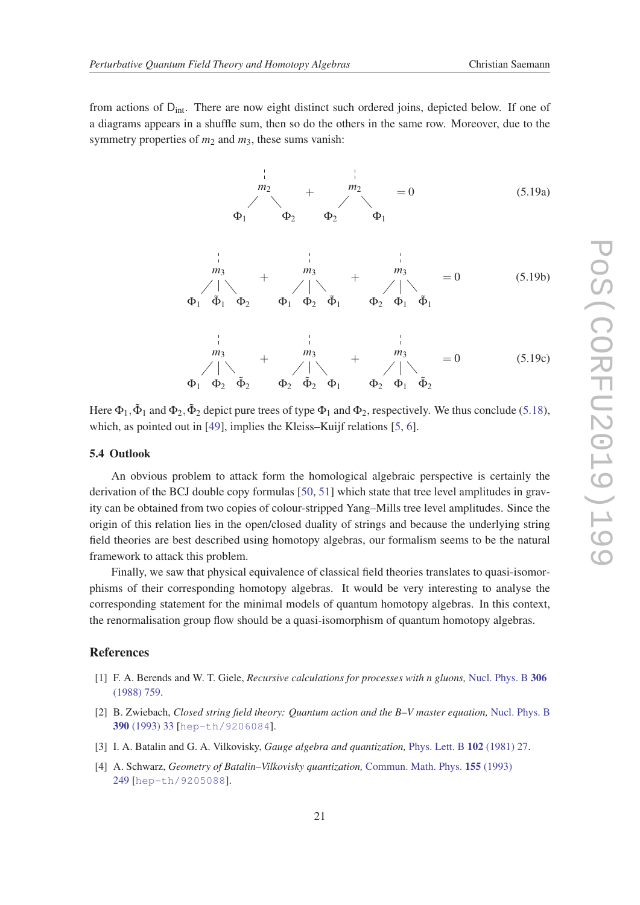from actions of $\mathsf{D}_{\text{int}}$. There are now eight distinct such ordered joins, depicted below. If one of a diagrams appears in a shuffle sum, then so do the others in the same row. Moreover, due to the symmetry properties of $m_2$ and $m_3$, these sums vanish:

$$
m_2(\Phi_1, \Phi_2) + m_2(\Phi_2, \Phi_1) = 0 \tag{5.19a}
$$

$$
m_3(\Phi_1, \tilde{\Phi}_1, \Phi_2) + m_3(\Phi_1, \Phi_2, \tilde{\Phi}_1) + m_3(\Phi_2, \Phi_1, \tilde{\Phi}_1) = 0 \tag{5.19b}
$$

$$
m_3(\Phi_1, \Phi_2, \tilde{\Phi}_2) + m_3(\Phi_2, \tilde{\Phi}_2, \Phi_1) + m_3(\Phi_2, \Phi_1, \tilde{\Phi}_2) = 0 \tag{5.19c}
$$

Here $\Phi_1, \tilde{\Phi}_1$ and $\Phi_2, \tilde{\Phi}_2$ depict pure trees of type $\Phi_1$ and $\Phi_2$, respectively. We thus conclude (5.18), which, as pointed out in [49], implies the Kleiss–Kuijf relations [5, 6].

### 5.4 Outlook

An obvious problem to attack form the homological algebraic perspective is certainly the derivation of the BCJ double copy formulas [50, 51] which state that tree level amplitudes in gravity can be obtained from two copies of colour-stripped Yang–Mills tree level amplitudes. Since the origin of this relation lies in the open/closed duality of strings and because the underlying string field theories are best described using homotopy algebras, our formalism seems to be the natural framework to attack this problem.

Finally, we saw that physical equivalence of classical field theories translates to quasi-isomorphisms of their corresponding homotopy algebras. It would be very interesting to analyse the corresponding statement for the minimal models of quantum homotopy algebras. In this context, the renormalisation group flow should be a quasi-isomorphism of quantum homotopy algebras.

## References

[1] F. A. Berends and W. T. Giele, *Recursive calculations for processes with n gluons,* Nucl. Phys. B **306** (1988) 759.

[2] B. Zwiebach, *Closed string field theory: Quantum action and the B–V master equation,* Nucl. Phys. B **390** (1993) 33 [hep-th/9206084].

[3] I. A. Batalin and G. A. Vilkovisky, *Gauge algebra and quantization,* Phys. Lett. B **102** (1981) 27.

[4] A. Schwarz, *Geometry of Batalin–Vilkovisky quantization,* Commun. Math. Phys. **155** (1993) 249 [hep-th/9205088].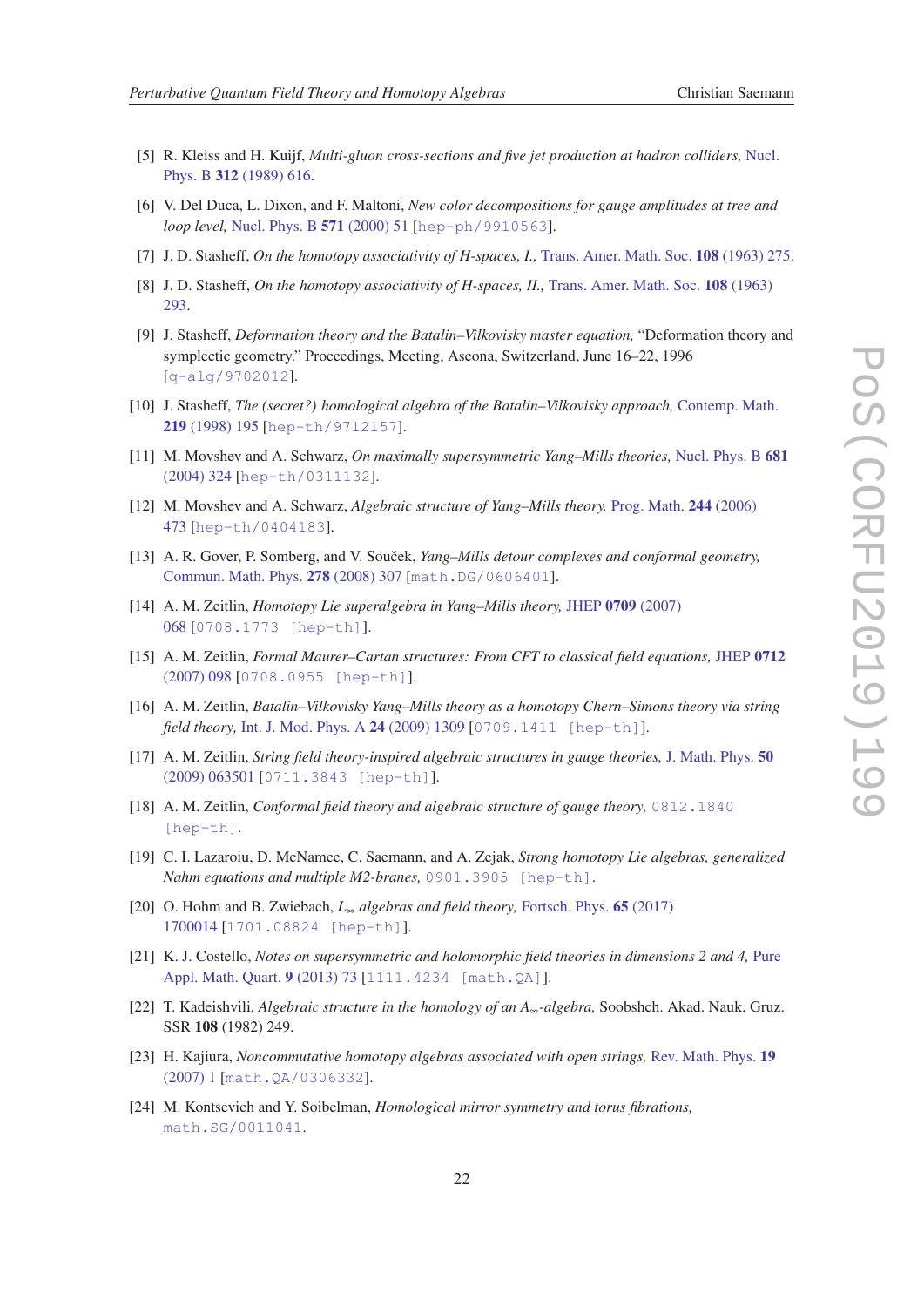- [5] R. Kleiss and H. Kuijf, *Multi-gluon cross-sections and five jet production at hadron colliders,* Nucl. Phys. B **312** (1989) 616.
- [6] V. Del Duca, L. Dixon, and F. Maltoni, *New color decompositions for gauge amplitudes at tree and loop level,* Nucl. Phys. B **571** (2000) 51 [hep-ph/9910563].
- [7] J. D. Stasheff, *On the homotopy associativity of H-spaces, I.,* Trans. Amer. Math. Soc. **108** (1963) 275.
- [8] J. D. Stasheff, *On the homotopy associativity of H-spaces, II.,* Trans. Amer. Math. Soc. **108** (1963) 293.
- [9] J. Stasheff, *Deformation theory and the Batalin–Vilkovisky master equation,* "Deformation theory and symplectic geometry." Proceedings, Meeting, Ascona, Switzerland, June 16–22, 1996 [q-alg/9702012].
- [10] J. Stasheff, *The (secret?) homological algebra of the Batalin–Vilkovisky approach,* Contemp. Math. **219** (1998) 195 [hep-th/9712157].
- [11] M. Movshev and A. Schwarz, *On maximally supersymmetric Yang–Mills theories,* Nucl. Phys. B **681** (2004) 324 [hep-th/0311132].
- [12] M. Movshev and A. Schwarz, *Algebraic structure of Yang–Mills theory,* Prog. Math. **244** (2006) 473 [hep-th/0404183].
- [13] A. R. Gover, P. Somberg, and V. Souček, *Yang–Mills detour complexes and conformal geometry,* Commun. Math. Phys. **278** (2008) 307 [math.DG/0606401].
- [14] A. M. Zeitlin, *Homotopy Lie superalgebra in Yang–Mills theory,* JHEP **0709** (2007) 068 [0708.1773 [hep-th]].
- [15] A. M. Zeitlin, *Formal Maurer–Cartan structures: From CFT to classical field equations,* JHEP **0712** (2007) 098 [0708.0955 [hep-th]].
- [16] A. M. Zeitlin, *Batalin–Vilkovisky Yang–Mills theory as a homotopy Chern–Simons theory via string field theory,* Int. J. Mod. Phys. A **24** (2009) 1309 [0709.1411 [hep-th]].
- [17] A. M. Zeitlin, *String field theory-inspired algebraic structures in gauge theories,* J. Math. Phys. **50** (2009) 063501 [0711.3843 [hep-th]].
- [18] A. M. Zeitlin, *Conformal field theory and algebraic structure of gauge theory,* 0812.1840 [hep-th].
- [19] C. I. Lazaroiu, D. McNamee, C. Saemann, and A. Zejak, *Strong homotopy Lie algebras, generalized Nahm equations and multiple M2-branes,* 0901.3905 [hep-th].
- [20] O. Hohm and B. Zwiebach, *$L_\infty$ algebras and field theory,* Fortsch. Phys. **65** (2017) 1700014 [1701.08824 [hep-th]].
- [21] K. J. Costello, *Notes on supersymmetric and holomorphic field theories in dimensions 2 and 4,* Pure Appl. Math. Quart. **9** (2013) 73 [1111.4234 [math.QA]].
- [22] T. Kadeishvili, *Algebraic structure in the homology of an $A_\infty$-algebra,* Soobshch. Akad. Nauk. Gruz. SSR **108** (1982) 249.
- [23] H. Kajiura, *Noncommutative homotopy algebras associated with open strings,* Rev. Math. Phys. **19** (2007) 1 [math.QA/0306332].
- [24] M. Kontsevich and Y. Soibelman, *Homological mirror symmetry and torus fibrations,* math.SG/0011041.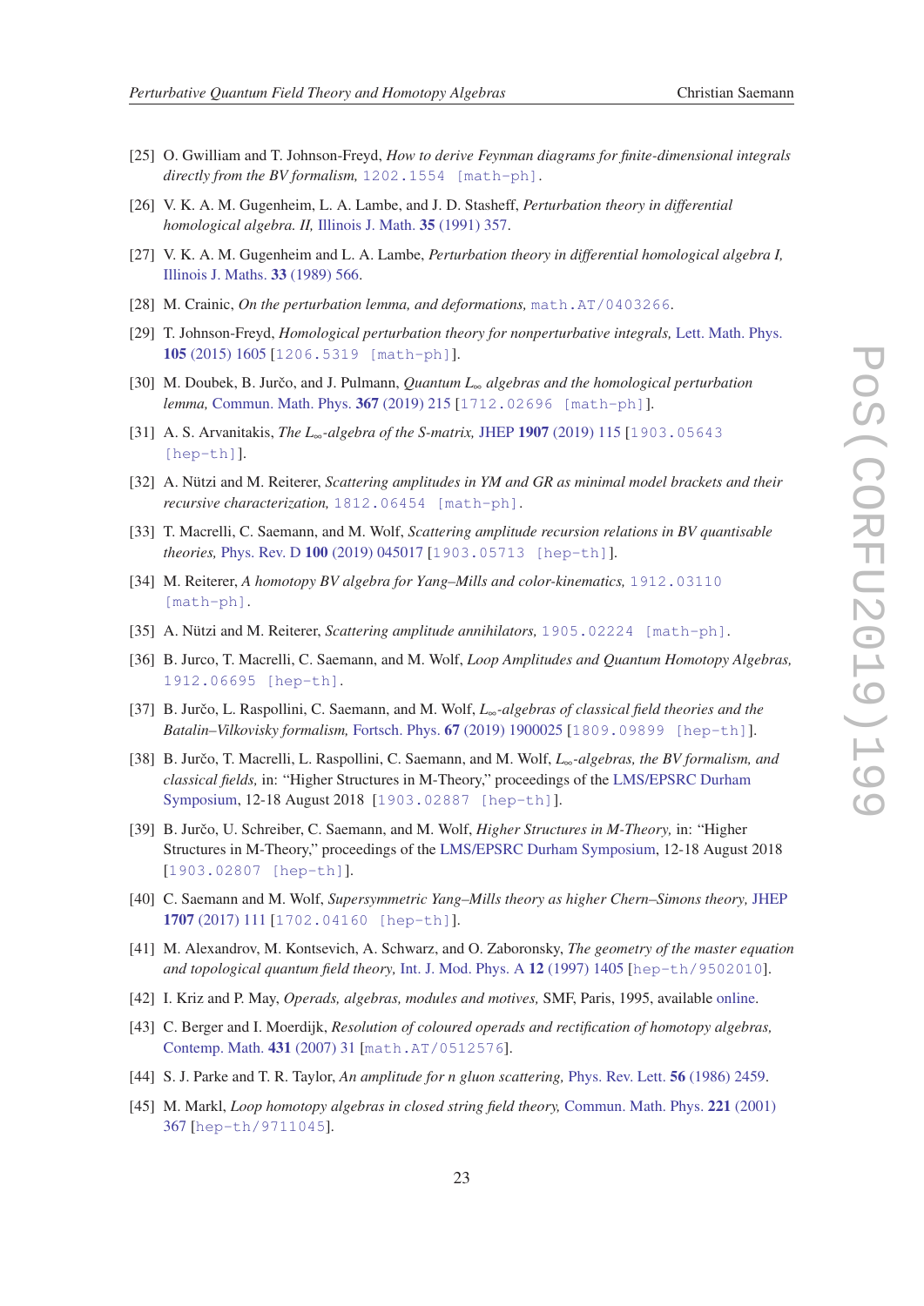[25] O. Gwilliam and T. Johnson-Freyd, *How to derive Feynman diagrams for finite-dimensional integrals directly from the BV formalism,* 1202.1554 [math-ph].

[26] V. K. A. M. Gugenheim, L. A. Lambe, and J. D. Stasheff, *Perturbation theory in differential homological algebra. II,* Illinois J. Math. **35** (1991) 357.

[27] V. K. A. M. Gugenheim and L. A. Lambe, *Perturbation theory in differential homological algebra I,* Illinois J. Maths. **33** (1989) 566.

[28] M. Crainic, *On the perturbation lemma, and deformations,* math.AT/0403266.

[29] T. Johnson-Freyd, *Homological perturbation theory for nonperturbative integrals,* Lett. Math. Phys. **105** (2015) 1605 [1206.5319 [math-ph]].

[30] M. Doubek, B. Jurčo, and J. Pulmann, *Quantum $L_\infty$ algebras and the homological perturbation lemma,* Commun. Math. Phys. **367** (2019) 215 [1712.02696 [math-ph]].

[31] A. S. Arvanitakis, *The $L_\infty$-algebra of the S-matrix,* JHEP **1907** (2019) 115 [1903.05643 [hep-th]].

[32] A. Nützi and M. Reiterer, *Scattering amplitudes in YM and GR as minimal model brackets and their recursive characterization,* 1812.06454 [math-ph].

[33] T. Macrelli, C. Saemann, and M. Wolf, *Scattering amplitude recursion relations in BV quantisable theories,* Phys. Rev. D **100** (2019) 045017 [1903.05713 [hep-th]].

[34] M. Reiterer, *A homotopy BV algebra for Yang–Mills and color-kinematics,* 1912.03110 [math-ph].

[35] A. Nützi and M. Reiterer, *Scattering amplitude annihilators,* 1905.02224 [math-ph].

[36] B. Jurco, T. Macrelli, C. Saemann, and M. Wolf, *Loop Amplitudes and Quantum Homotopy Algebras,* 1912.06695 [hep-th].

[37] B. Jurčo, L. Raspollini, C. Saemann, and M. Wolf, *$L_\infty$-algebras of classical field theories and the Batalin–Vilkovisky formalism,* Fortsch. Phys. **67** (2019) 1900025 [1809.09899 [hep-th]].

[38] B. Jurčo, T. Macrelli, L. Raspollini, C. Saemann, and M. Wolf, *$L_\infty$-algebras, the BV formalism, and classical fields,* in: "Higher Structures in M-Theory," proceedings of the LMS/EPSRC Durham Symposium, 12-18 August 2018 [1903.02887 [hep-th]].

[39] B. Jurčo, U. Schreiber, C. Saemann, and M. Wolf, *Higher Structures in M-Theory,* in: "Higher Structures in M-Theory," proceedings of the LMS/EPSRC Durham Symposium, 12-18 August 2018 [1903.02807 [hep-th]].

[40] C. Saemann and M. Wolf, *Supersymmetric Yang–Mills theory as higher Chern–Simons theory,* JHEP **1707** (2017) 111 [1702.04160 [hep-th]].

[41] M. Alexandrov, M. Kontsevich, A. Schwarz, and O. Zaboronsky, *The geometry of the master equation and topological quantum field theory,* Int. J. Mod. Phys. A **12** (1997) 1405 [hep-th/9502010].

[42] I. Kriz and P. May, *Operads, algebras, modules and motives,* SMF, Paris, 1995, available online.

[43] C. Berger and I. Moerdijk, *Resolution of coloured operads and rectification of homotopy algebras,* Contemp. Math. **431** (2007) 31 [math.AT/0512576].

[44] S. J. Parke and T. R. Taylor, *An amplitude for n gluon scattering,* Phys. Rev. Lett. **56** (1986) 2459.

[45] M. Markl, *Loop homotopy algebras in closed string field theory,* Commun. Math. Phys. **221** (2001) 367 [hep-th/9711045].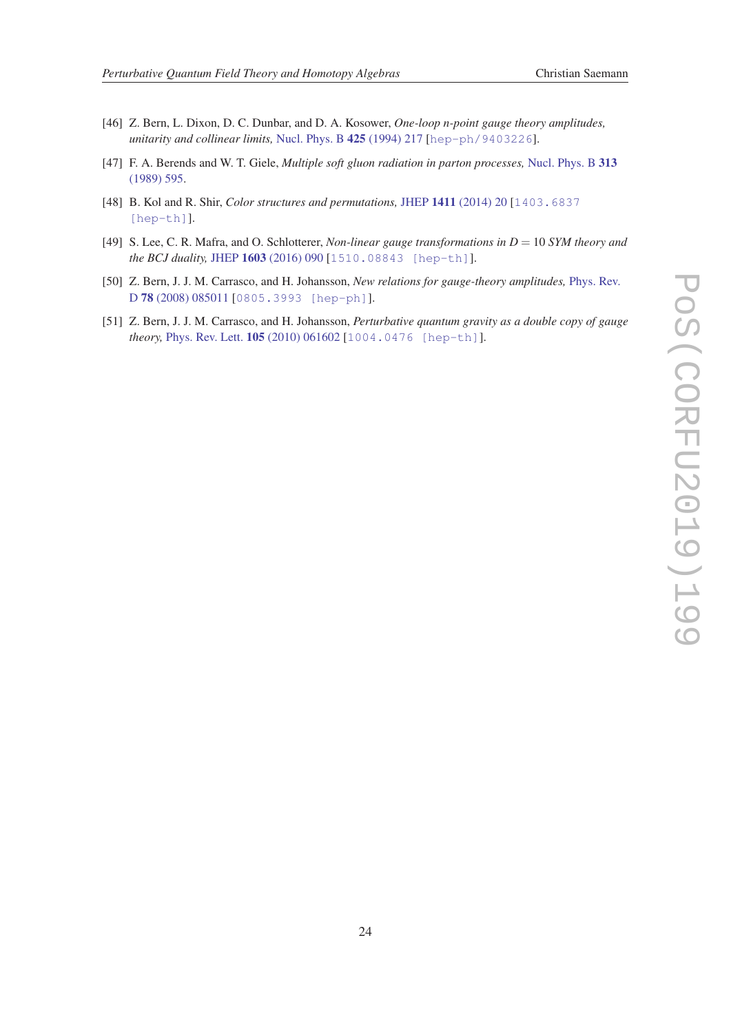[46] Z. Bern, L. Dixon, D. C. Dunbar, and D. A. Kosower, *One-loop n-point gauge theory amplitudes, unitarity and collinear limits,* Nucl. Phys. B **425** (1994) 217 [hep-ph/9403226].

[47] F. A. Berends and W. T. Giele, *Multiple soft gluon radiation in parton processes,* Nucl. Phys. B **313** (1989) 595.

[48] B. Kol and R. Shir, *Color structures and permutations,* JHEP **1411** (2014) 20 [1403.6837 [hep-th]].

[49] S. Lee, C. R. Mafra, and O. Schlotterer, *Non-linear gauge transformations in $D = 10$ SYM theory and the BCJ duality,* JHEP **1603** (2016) 090 [1510.08843 [hep-th]].

[50] Z. Bern, J. J. M. Carrasco, and H. Johansson, *New relations for gauge-theory amplitudes,* Phys. Rev. D **78** (2008) 085011 [0805.3993 [hep-ph]].

[51] Z. Bern, J. J. M. Carrasco, and H. Johansson, *Perturbative quantum gravity as a double copy of gauge theory,* Phys. Rev. Lett. **105** (2010) 061602 [1004.0476 [hep-th]].